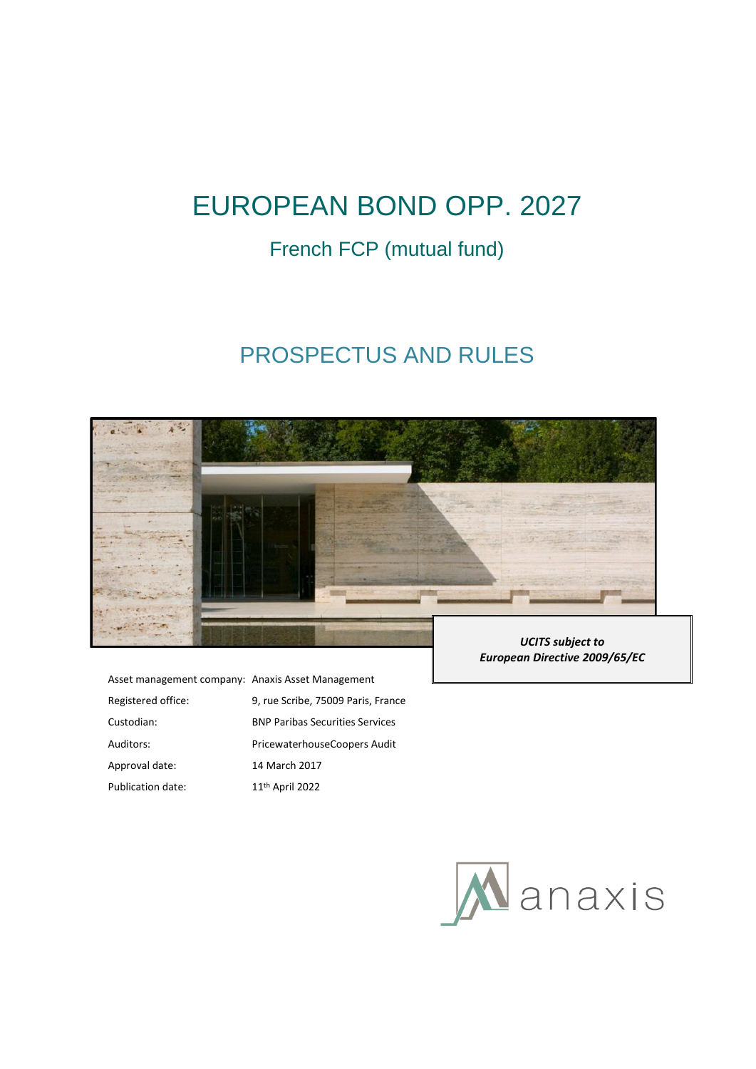# EUROPEAN BOND OPP. 2027

## French FCP (mutual fund)

## PROSPECTUS AND RULES

***UCITS subject to European Directive 2009/65/EC***

| | |
|---|---|
| Asset management company: | Anaxis Asset Management |
| Registered office: | 9, rue Scribe, 75009 Paris, France |
| Custodian: | BNP Paribas Securities Services |
| Auditors: | PricewaterhouseCoopers Audit |
| Approval date: | 14 March 2017 |
| Publication date: | 11th April 2022 |

anaxis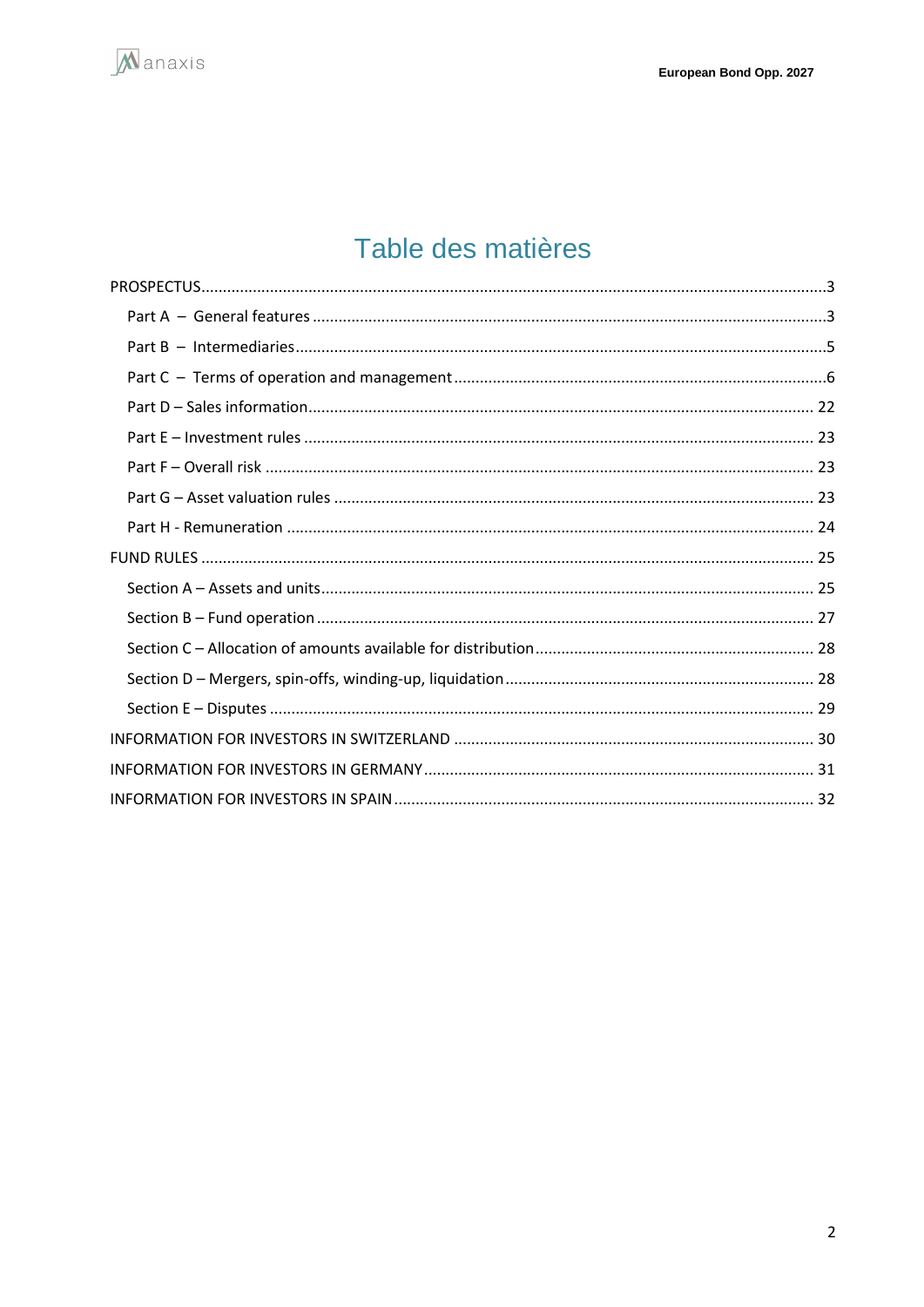# Table des matières

PROSPECTUS....3

- Part A – General features....3
- Part B – Intermediaries....5
- Part C – Terms of operation and management....6
- Part D – Sales information....22
- Part E – Investment rules....23
- Part F – Overall risk....23
- Part G – Asset valuation rules....23
- Part H - Remuneration....24

FUND RULES....25

- Section A – Assets and units....25
- Section B – Fund operation....27
- Section C – Allocation of amounts available for distribution....28
- Section D – Mergers, spin-offs, winding-up, liquidation....28
- Section E – Disputes....29

INFORMATION FOR INVESTORS IN SWITZERLAND....30

INFORMATION FOR INVESTORS IN GERMANY....31

INFORMATION FOR INVESTORS IN SPAIN....32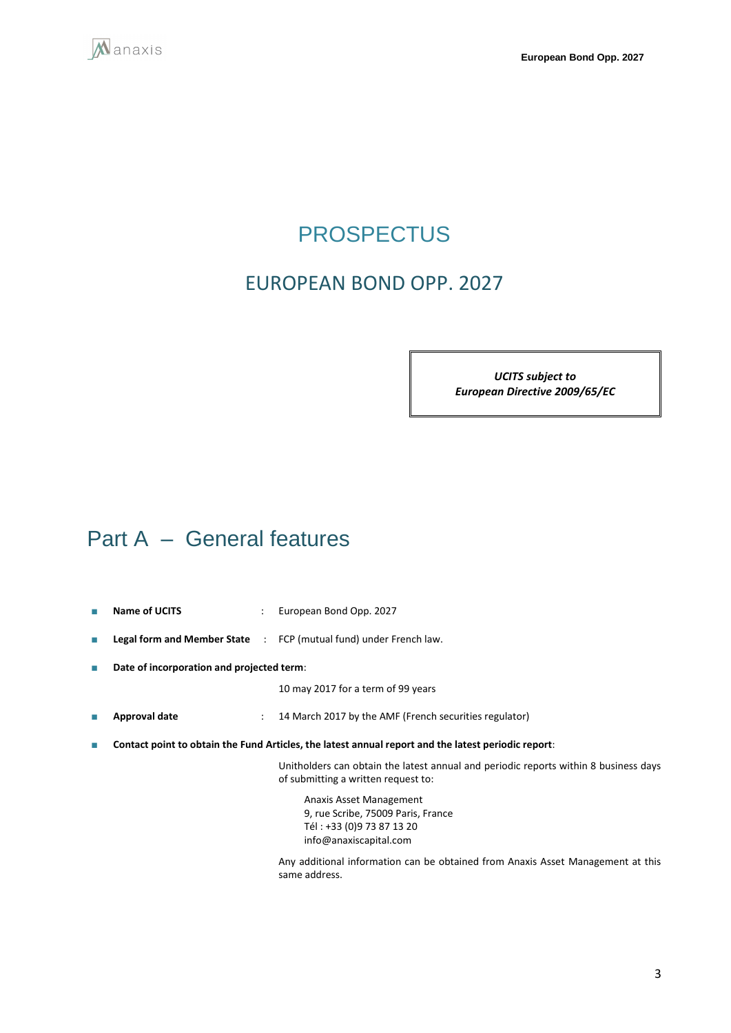# PROSPECTUS

## EUROPEAN BOND OPP. 2027

*UCITS subject to*
*European Directive 2009/65/EC*

# Part A – General features

- **Name of UCITS** : European Bond Opp. 2027
- **Legal form and Member State** : FCP (mutual fund) under French law.
- **Date of incorporation and projected term**:

  10 may 2017 for a term of 99 years
- **Approval date** : 14 March 2017 by the AMF (French securities regulator)
- **Contact point to obtain the Fund Articles, the latest annual report and the latest periodic report**:

  Unitholders can obtain the latest annual and periodic reports within 8 business days of submitting a written request to:

  Anaxis Asset Management
  9, rue Scribe, 75009 Paris, France
  Tél : +33 (0)9 73 87 13 20
  info@anaxiscapital.com

  Any additional information can be obtained from Anaxis Asset Management at this same address.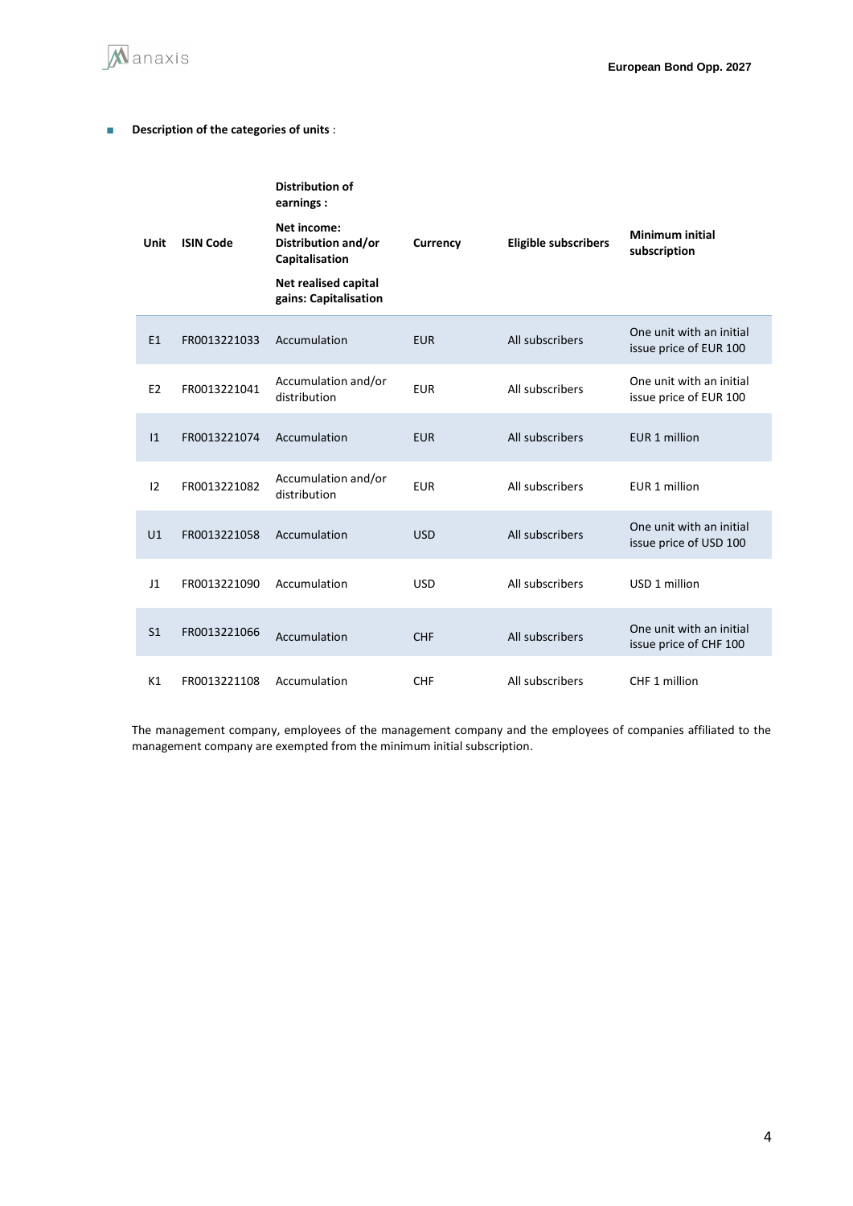- **Description of the categories of units** :

| Unit | ISIN Code | Distribution of earnings : Net income: Distribution and/or Capitalisation Net realised capital gains: Capitalisation | Currency | Eligible subscribers | Minimum initial subscription |
|---|---|---|---|---|---|
| E1 | FR0013221033 | Accumulation | EUR | All subscribers | One unit with an initial issue price of EUR 100 |
| E2 | FR0013221041 | Accumulation and/or distribution | EUR | All subscribers | One unit with an initial issue price of EUR 100 |
| I1 | FR0013221074 | Accumulation | EUR | All subscribers | EUR 1 million |
| I2 | FR0013221082 | Accumulation and/or distribution | EUR | All subscribers | EUR 1 million |
| U1 | FR0013221058 | Accumulation | USD | All subscribers | One unit with an initial issue price of USD 100 |
| J1 | FR0013221090 | Accumulation | USD | All subscribers | USD 1 million |
| S1 | FR0013221066 | Accumulation | CHF | All subscribers | One unit with an initial issue price of CHF 100 |
| K1 | FR0013221108 | Accumulation | CHF | All subscribers | CHF 1 million |

The management company, employees of the management company and the employees of companies affiliated to the management company are exempted from the minimum initial subscription.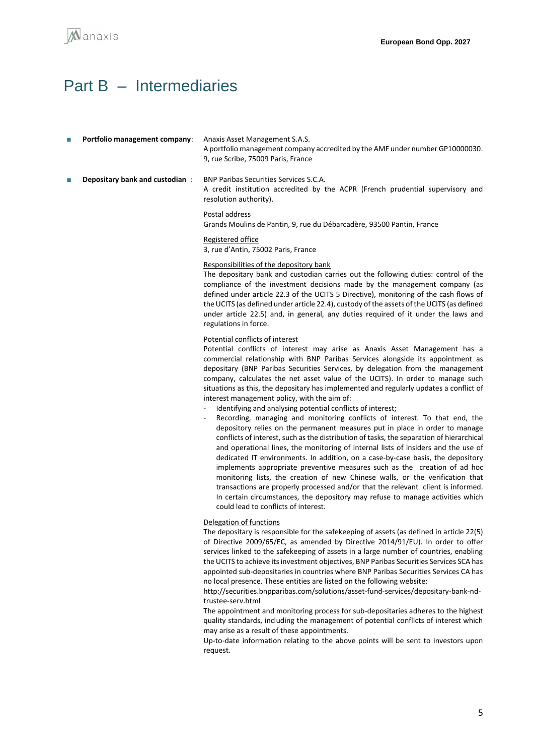# Part B – Intermediaries

- **Portfolio management company**: Anaxis Asset Management S.A.S.
  A portfolio management company accredited by the AMF under number GP10000030.
  9, rue Scribe, 75009 Paris, France

- **Depositary bank and custodian** : BNP Paribas Securities Services S.C.A.
  A credit institution accredited by the ACPR (French prudential supervisory and resolution authority).

  Postal address
  Grands Moulins de Pantin, 9, rue du Débarcadère, 93500 Pantin, France

  Registered office
  3, rue d'Antin, 75002 Paris, France

  Responsibilities of the depositary bank
  The depositary bank and custodian carries out the following duties: control of the compliance of the investment decisions made by the management company (as defined under article 22.3 of the UCITS 5 Directive), monitoring of the cash flows of the UCITS (as defined under article 22.4), custody of the assets of the UCITS (as defined under article 22.5) and, in general, any duties required of it under the laws and regulations in force.

  Potential conflicts of interest
  Potential conflicts of interest may arise as Anaxis Asset Management has a commercial relationship with BNP Paribas Services alongside its appointment as depositary (BNP Paribas Securities Services, by delegation from the management company, calculates the net asset value of the UCITS). In order to manage such situations as this, the depositary has implemented and regularly updates a conflict of interest management policy, with the aim of:
  - Identifying and analysing potential conflicts of interest;
  - Recording, managing and monitoring conflicts of interest. To that end, the depository relies on the permanent measures put in place in order to manage conflicts of interest, such as the distribution of tasks, the separation of hierarchical and operational lines, the monitoring of internal lists of insiders and the use of dedicated IT environments. In addition, on a case-by-case basis, the depository implements appropriate preventive measures such as the creation of ad hoc monitoring lists, the creation of new Chinese walls, or the verification that transactions are properly processed and/or that the relevant client is informed. In certain circumstances, the depository may refuse to manage activities which could lead to conflicts of interest.

  Delegation of functions
  The depositary is responsible for the safekeeping of assets (as defined in article 22(5) of Directive 2009/65/EC, as amended by Directive 2014/91/EU). In order to offer services linked to the safekeeping of assets in a large number of countries, enabling the UCITS to achieve its investment objectives, BNP Paribas Securities Services SCA has appointed sub-depositaries in countries where BNP Paribas Securities Services CA has no local presence. These entities are listed on the following website:
  http://securities.bnpparibas.com/solutions/asset-fund-services/depositary-bank-nd-trustee-serv.html
  The appointment and monitoring process for sub-depositaries adheres to the highest quality standards, including the management of potential conflicts of interest which may arise as a result of these appointments.
  Up-to-date information relating to the above points will be sent to investors upon request.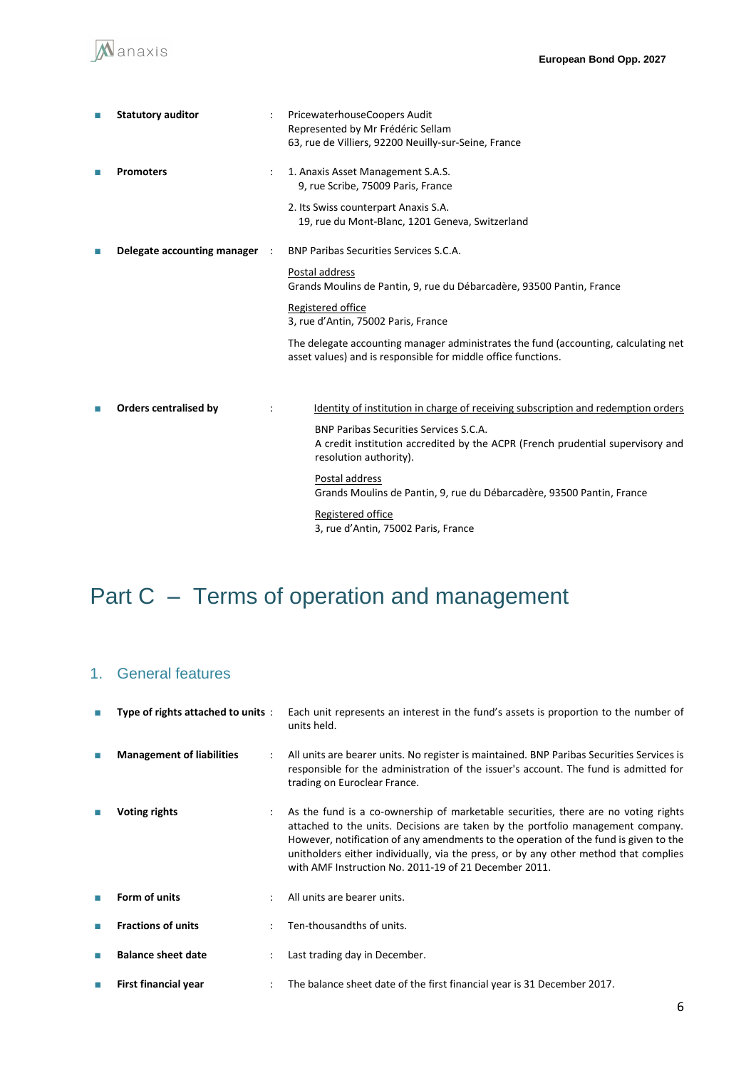- **Statistical auditor** : PricewaterhouseCoopers Audit
Represented by Mr Frédéric Sellam
63, rue de Villiers, 92200 Neuilly-sur-Seine, France

- **Promoters** : 1. Anaxis Asset Management S.A.S.
9, rue Scribe, 75009 Paris, France

  2. Its Swiss counterpart Anaxis S.A.
  19, rue du Mont-Blanc, 1201 Geneva, Switzerland

- **Delegate accounting manager** : BNP Paribas Securities Services S.C.A.

  Postal address
  Grands Moulins de Pantin, 9, rue du Débarcadère, 93500 Pantin, France

  Registered office
  3, rue d'Antin, 75002 Paris, France

  The delegate accounting manager administrates the fund (accounting, calculating net asset values) and is responsible for middle office functions.

- **Orders centralised by** : Identity of institution in charge of receiving subscription and redemption orders

  BNP Paribas Securities Services S.C.A.
  A credit institution accredited by the ACPR (French prudential supervisory and resolution authority).

  Postal address
  Grands Moulins de Pantin, 9, rue du Débarcadère, 93500 Pantin, France

  Registered office
  3, rue d'Antin, 75002 Paris, France

# Part C – Terms of operation and management

## 1. General features

- **Type of rights attached to units** : Each unit represents an interest in the fund's assets is proportion to the number of units held.

- **Management of liabilities** : All units are bearer units. No register is maintained. BNP Paribas Securities Services is responsible for the administration of the issuer's account. The fund is admitted for trading on Euroclear France.

- **Voting rights** : As the fund is a co-ownership of marketable securities, there are no voting rights attached to the units. Decisions are taken by the portfolio management company. However, notification of any amendments to the operation of the fund is given to the unitholders either individually, via the press, or by any other method that complies with AMF Instruction No. 2011-19 of 21 December 2011.

- **Form of units** : All units are bearer units.

- **Fractions of units** : Ten-thousandths of units.

- **Balance sheet date** : Last trading day in December.

- **First financial year** : The balance sheet date of the first financial year is 31 December 2017.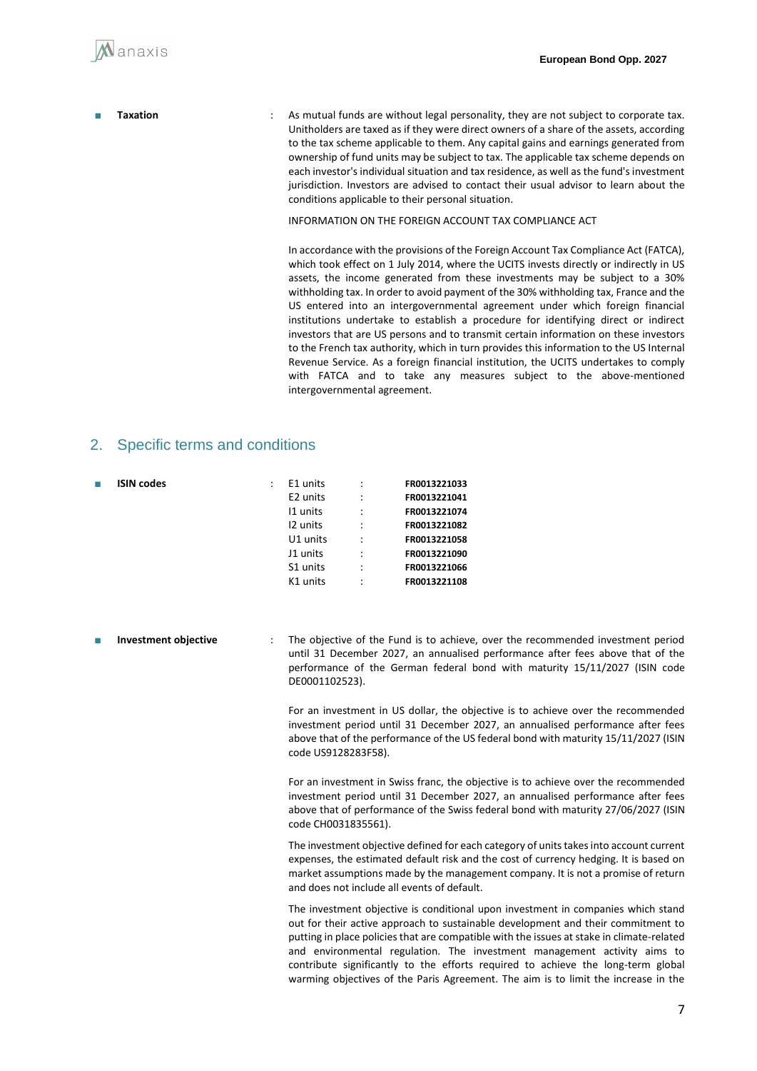- **Taxation** : As mutual funds are without legal personality, they are not subject to corporate tax. Unitholders are taxed as if they were direct owners of a share of the assets, according to the tax scheme applicable to them. Any capital gains and earnings generated from ownership of fund units may be subject to tax. The applicable tax scheme depends on each investor's individual situation and tax residence, as well as the fund's investment jurisdiction. Investors are advised to contact their usual advisor to learn about the conditions applicable to their personal situation.

  INFORMATION ON THE FOREIGN ACCOUNT TAX COMPLIANCE ACT

  In accordance with the provisions of the Foreign Account Tax Compliance Act (FATCA), which took effect on 1 July 2014, where the UCITS invests directly or indirectly in US assets, the income generated from these investments may be subject to a 30% withholding tax. In order to avoid payment of the 30% withholding tax, France and the US entered into an intergovernmental agreement under which foreign financial institutions undertake to establish a procedure for identifying direct or indirect investors that are US persons and to transmit certain information on these investors to the French tax authority, which in turn provides this information to the US Internal Revenue Service. As a foreign financial institution, the UCITS undertakes to comply with FATCA and to take any measures subject to the above-mentioned intergovernmental agreement.

## 2. Specific terms and conditions

- **ISIN codes** :

| Units | ISIN |
|---|---|
| E1 units | **FR0013221033** |
| E2 units | **FR0013221041** |
| I1 units | **FR0013221074** |
| I2 units | **FR0013221082** |
| U1 units | **FR0013221058** |
| J1 units | **FR0013221090** |
| S1 units | **FR0013221066** |
| K1 units | **FR0013221108** |

- **Investment objective** : The objective of the Fund is to achieve, over the recommended investment period until 31 December 2027, an annualised performance after fees above that of the performance of the German federal bond with maturity 15/11/2027 (ISIN code DE0001102523).

  For an investment in US dollar, the objective is to achieve over the recommended investment period until 31 December 2027, an annualised performance after fees above that of the performance of the US federal bond with maturity 15/11/2027 (ISIN code US9128283F58).

  For an investment in Swiss franc, the objective is to achieve over the recommended investment period until 31 December 2027, an annualised performance after fees above that of performance of the Swiss federal bond with maturity 27/06/2027 (ISIN code CH0031835561).

  The investment objective defined for each category of units takes into account current expenses, the estimated default risk and the cost of currency hedging. It is based on market assumptions made by the management company. It is not a promise of return and does not include all events of default.

  The investment objective is conditional upon investment in companies which stand out for their active approach to sustainable development and their commitment to putting in place policies that are compatible with the issues at stake in climate-related and environmental regulation. The investment management activity aims to contribute significantly to the efforts required to achieve the long-term global warming objectives of the Paris Agreement. The aim is to limit the increase in the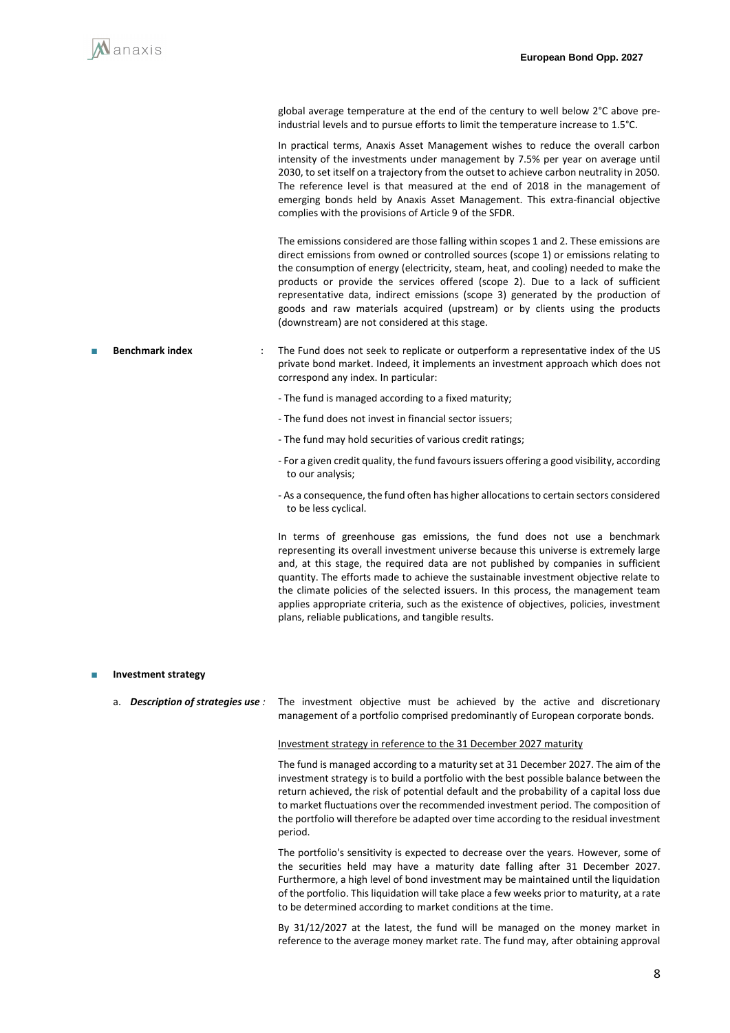global average temperature at the end of the century to well below 2°C above pre-industrial levels and to pursue efforts to limit the temperature increase to 1.5°C.

In practical terms, Anaxis Asset Management wishes to reduce the overall carbon intensity of the investments under management by 7.5% per year on average until 2030, to set itself on a trajectory from the outset to achieve carbon neutrality in 2050. The reference level is that measured at the end of 2018 in the management of emerging bonds held by Anaxis Asset Management. This extra-financial objective complies with the provisions of Article 9 of the SFDR.

The emissions considered are those falling within scopes 1 and 2. These emissions are direct emissions from owned or controlled sources (scope 1) or emissions relating to the consumption of energy (electricity, steam, heat, and cooling) needed to make the products or provide the services offered (scope 2). Due to a lack of sufficient representative data, indirect emissions (scope 3) generated by the production of goods and raw materials acquired (upstream) or by clients using the products (downstream) are not considered at this stage.

- **Benchmark index** : The Fund does not seek to replicate or outperform a representative index of the US private bond market. Indeed, it implements an investment approach which does not correspond any index. In particular:

  - The fund is managed according to a fixed maturity;
  - The fund does not invest in financial sector issuers;
  - The fund may hold securities of various credit ratings;
  - For a given credit quality, the fund favours issuers offering a good visibility, according to our analysis;
  - As a consequence, the fund often has higher allocations to certain sectors considered to be less cyclical.

  In terms of greenhouse gas emissions, the fund does not use a benchmark representing its overall investment universe because this universe is extremely large and, at this stage, the required data are not published by companies in sufficient quantity. The efforts made to achieve the sustainable investment objective relate to the climate policies of the selected issuers. In this process, the management team applies appropriate criteria, such as the existence of objectives, policies, investment plans, reliable publications, and tangible results.

- **Investment strategy**

  a. ***Description of strategies use*** *:* The investment objective must be achieved by the active and discretionary management of a portfolio comprised predominantly of European corporate bonds.

  Investment strategy in reference to the 31 December 2027 maturity

  The fund is managed according to a maturity set at 31 December 2027. The aim of the investment strategy is to build a portfolio with the best possible balance between the return achieved, the risk of potential default and the probability of a capital loss due to market fluctuations over the recommended investment period. The composition of the portfolio will therefore be adapted over time according to the residual investment period.

  The portfolio's sensitivity is expected to decrease over the years. However, some of the securities held may have a maturity date falling after 31 December 2027. Furthermore, a high level of bond investment may be maintained until the liquidation of the portfolio. This liquidation will take place a few weeks prior to maturity, at a rate to be determined according to market conditions at the time.

  By 31/12/2027 at the latest, the fund will be managed on the money market in reference to the average money market rate. The fund may, after obtaining approval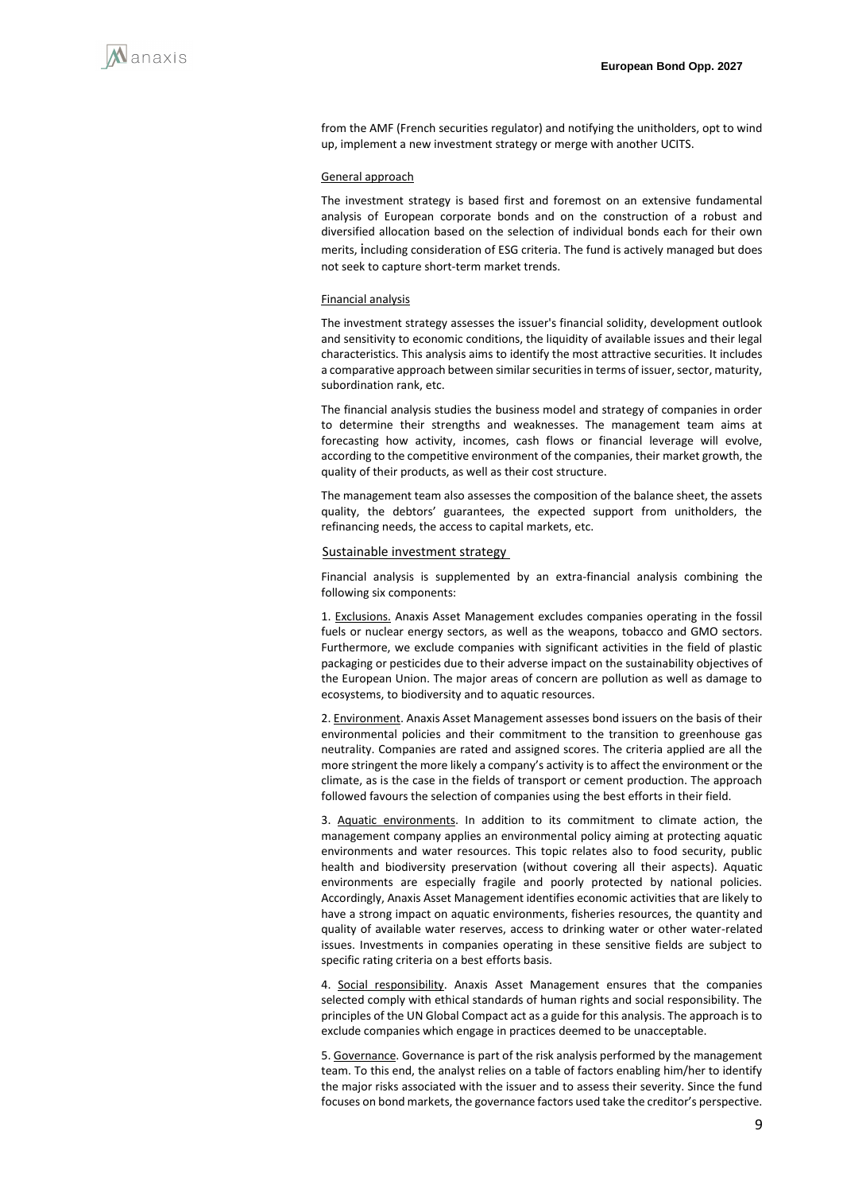from the AMF (French securities regulator) and notifying the unitholders, opt to wind up, implement a new investment strategy or merge with another UCITS.

General approach

The investment strategy is based first and foremost on an extensive fundamental analysis of European corporate bonds and on the construction of a robust and diversified allocation based on the selection of individual bonds each for their own merits, including consideration of ESG criteria. The fund is actively managed but does not seek to capture short-term market trends.

Financial analysis

The investment strategy assesses the issuer's financial solidity, development outlook and sensitivity to economic conditions, the liquidity of available issues and their legal characteristics. This analysis aims to identify the most attractive securities. It includes a comparative approach between similar securities in terms of issuer, sector, maturity, subordination rank, etc.

The financial analysis studies the business model and strategy of companies in order to determine their strengths and weaknesses. The management team aims at forecasting how activity, incomes, cash flows or financial leverage will evolve, according to the competitive environment of the companies, their market growth, the quality of their products, as well as their cost structure.

The management team also assesses the composition of the balance sheet, the assets quality, the debtors' guarantees, the expected support from unitholders, the refinancing needs, the access to capital markets, etc.

Sustainable investment strategy

Financial analysis is supplemented by an extra-financial analysis combining the following six components:

1. Exclusions. Anaxis Asset Management excludes companies operating in the fossil fuels or nuclear energy sectors, as well as the weapons, tobacco and GMO sectors. Furthermore, we exclude companies with significant activities in the field of plastic packaging or pesticides due to their adverse impact on the sustainability objectives of the European Union. The major areas of concern are pollution as well as damage to ecosystems, to biodiversity and to aquatic resources.

2. Environment. Anaxis Asset Management assesses bond issuers on the basis of their environmental policies and their commitment to the transition to greenhouse gas neutrality. Companies are rated and assigned scores. The criteria applied are all the more stringent the more likely a company's activity is to affect the environment or the climate, as is the case in the fields of transport or cement production. The approach followed favours the selection of companies using the best efforts in their field.

3. Aquatic environments. In addition to its commitment to climate action, the management company applies an environmental policy aiming at protecting aquatic environments and water resources. This topic relates also to food security, public health and biodiversity preservation (without covering all their aspects). Aquatic environments are especially fragile and poorly protected by national policies. Accordingly, Anaxis Asset Management identifies economic activities that are likely to have a strong impact on aquatic environments, fisheries resources, the quantity and quality of available water reserves, access to drinking water or other water-related issues. Investments in companies operating in these sensitive fields are subject to specific rating criteria on a best efforts basis.

4. Social responsibility. Anaxis Asset Management ensures that the companies selected comply with ethical standards of human rights and social responsibility. The principles of the UN Global Compact act as a guide for this analysis. The approach is to exclude companies which engage in practices deemed to be unacceptable.

5. Governance. Governance is part of the risk analysis performed by the management team. To this end, the analyst relies on a table of factors enabling him/her to identify the major risks associated with the issuer and to assess their severity. Since the fund focuses on bond markets, the governance factors used take the creditor's perspective.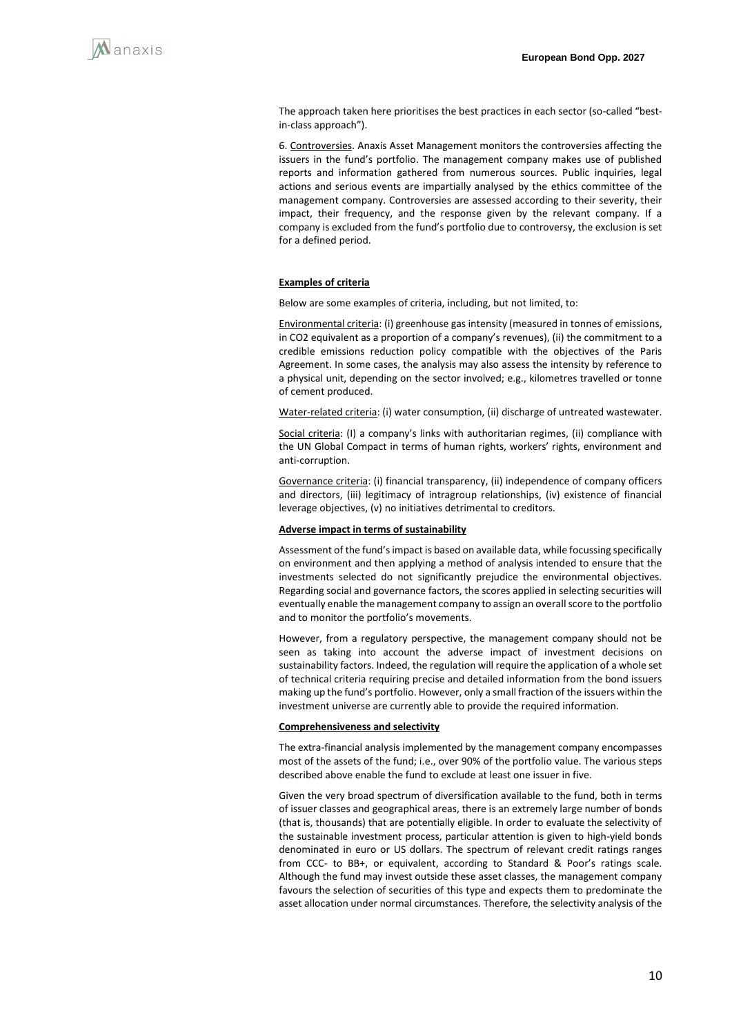The approach taken here prioritises the best practices in each sector (so-called "best-in-class approach").

6. Controversies. Anaxis Asset Management monitors the controversies affecting the issuers in the fund's portfolio. The management company makes use of published reports and information gathered from numerous sources. Public inquiries, legal actions and serious events are impartially analysed by the ethics committee of the management company. Controversies are assessed according to their severity, their impact, their frequency, and the response given by the relevant company. If a company is excluded from the fund's portfolio due to controversy, the exclusion is set for a defined period.

**Examples of criteria**

Below are some examples of criteria, including, but not limited, to:

Environmental criteria: (i) greenhouse gas intensity (measured in tonnes of emissions, in CO2 equivalent as a proportion of a company's revenues), (ii) the commitment to a credible emissions reduction policy compatible with the objectives of the Paris Agreement. In some cases, the analysis may also assess the intensity by reference to a physical unit, depending on the sector involved; e.g., kilometres travelled or tonne of cement produced.

Water-related criteria: (i) water consumption, (ii) discharge of untreated wastewater.

Social criteria: (I) a company's links with authoritarian regimes, (ii) compliance with the UN Global Compact in terms of human rights, workers' rights, environment and anti-corruption.

Governance criteria: (i) financial transparency, (ii) independence of company officers and directors, (iii) legitimacy of intragroup relationships, (iv) existence of financial leverage objectives, (v) no initiatives detrimental to creditors.

**Adverse impact in terms of sustainability**

Assessment of the fund's impact is based on available data, while focussing specifically on environment and then applying a method of analysis intended to ensure that the investments selected do not significantly prejudice the environmental objectives. Regarding social and governance factors, the scores applied in selecting securities will eventually enable the management company to assign an overall score to the portfolio and to monitor the portfolio's movements.

However, from a regulatory perspective, the management company should not be seen as taking into account the adverse impact of investment decisions on sustainability factors. Indeed, the regulation will require the application of a whole set of technical criteria requiring precise and detailed information from the bond issuers making up the fund's portfolio. However, only a small fraction of the issuers within the investment universe are currently able to provide the required information.

**Comprehensiveness and selectivity**

The extra-financial analysis implemented by the management company encompasses most of the assets of the fund; i.e., over 90% of the portfolio value. The various steps described above enable the fund to exclude at least one issuer in five.

Given the very broad spectrum of diversification available to the fund, both in terms of issuer classes and geographical areas, there is an extremely large number of bonds (that is, thousands) that are potentially eligible. In order to evaluate the selectivity of the sustainable investment process, particular attention is given to high-yield bonds denominated in euro or US dollars. The spectrum of relevant credit ratings ranges from CCC- to BB+, or equivalent, according to Standard & Poor's ratings scale. Although the fund may invest outside these asset classes, the management company favours the selection of securities of this type and expects them to predominate the asset allocation under normal circumstances. Therefore, the selectivity analysis of the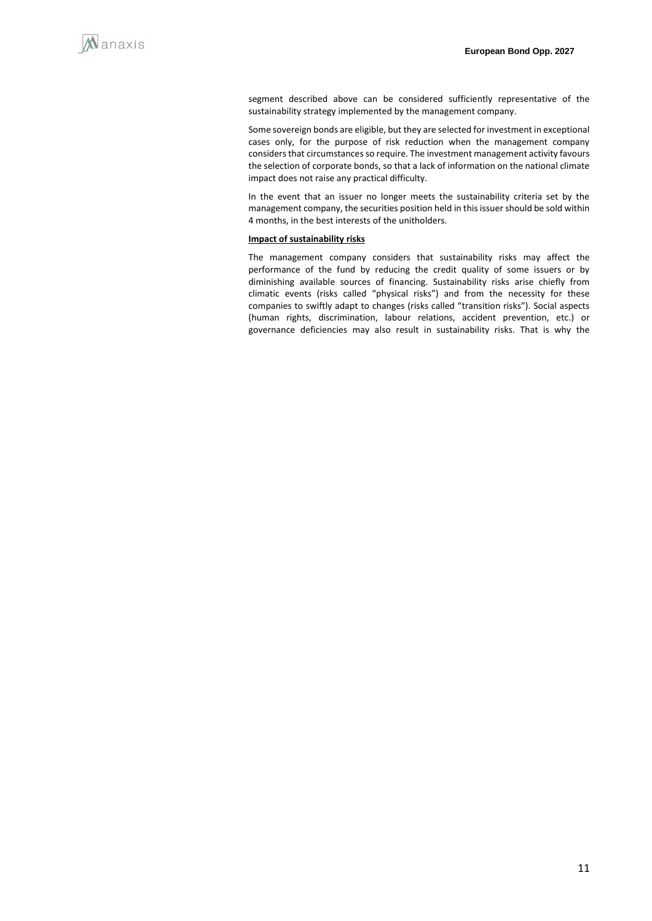segment described above can be considered sufficiently representative of the sustainability strategy implemented by the management company.

Some sovereign bonds are eligible, but they are selected for investment in exceptional cases only, for the purpose of risk reduction when the management company considers that circumstances so require. The investment management activity favours the selection of corporate bonds, so that a lack of information on the national climate impact does not raise any practical difficulty.

In the event that an issuer no longer meets the sustainability criteria set by the management company, the securities position held in this issuer should be sold within 4 months, in the best interests of the unitholders.

**Impact of sustainability risks**

The management company considers that sustainability risks may affect the performance of the fund by reducing the credit quality of some issuers or by diminishing available sources of financing. Sustainability risks arise chiefly from climatic events (risks called "physical risks") and from the necessity for these companies to swiftly adapt to changes (risks called "transition risks"). Social aspects (human rights, discrimination, labour relations, accident prevention, etc.) or governance deficiencies may also result in sustainability risks. That is why the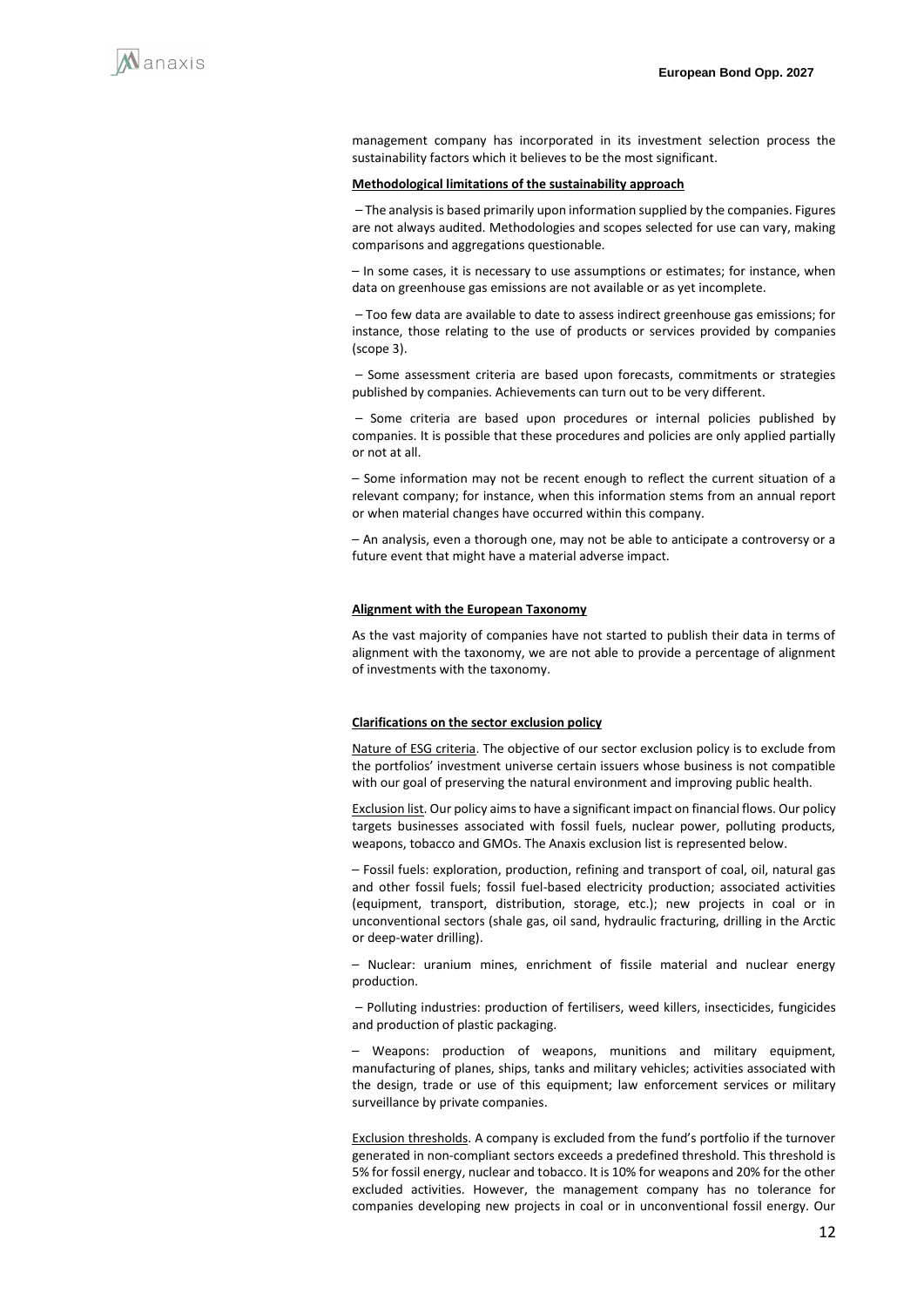management company has incorporated in its investment selection process the sustainability factors which it believes to be the most significant.

**Methodological limitations of the sustainability approach**

– The analysis is based primarily upon information supplied by the companies. Figures are not always audited. Methodologies and scopes selected for use can vary, making comparisons and aggregations questionable.

– In some cases, it is necessary to use assumptions or estimates; for instance, when data on greenhouse gas emissions are not available or as yet incomplete.

– Too few data are available to date to assess indirect greenhouse gas emissions; for instance, those relating to the use of products or services provided by companies (scope 3).

– Some assessment criteria are based upon forecasts, commitments or strategies published by companies. Achievements can turn out to be very different.

– Some criteria are based upon procedures or internal policies published by companies. It is possible that these procedures and policies are only applied partially or not at all.

– Some information may not be recent enough to reflect the current situation of a relevant company; for instance, when this information stems from an annual report or when material changes have occurred within this company.

– An analysis, even a thorough one, may not be able to anticipate a controversy or a future event that might have a material adverse impact.

**Alignment with the European Taxonomy**

As the vast majority of companies have not started to publish their data in terms of alignment with the taxonomy, we are not able to provide a percentage of alignment of investments with the taxonomy.

**Clarifications on the sector exclusion policy**

Nature of ESG criteria. The objective of our sector exclusion policy is to exclude from the portfolios' investment universe certain issuers whose business is not compatible with our goal of preserving the natural environment and improving public health.

Exclusion list. Our policy aims to have a significant impact on financial flows. Our policy targets businesses associated with fossil fuels, nuclear power, polluting products, weapons, tobacco and GMOs. The Anaxis exclusion list is represented below.

– Fossil fuels: exploration, production, refining and transport of coal, oil, natural gas and other fossil fuels; fossil fuel-based electricity production; associated activities (equipment, transport, distribution, storage, etc.); new projects in coal or in unconventional sectors (shale gas, oil sand, hydraulic fracturing, drilling in the Arctic or deep-water drilling).

– Nuclear: uranium mines, enrichment of fissile material and nuclear energy production.

– Polluting industries: production of fertilisers, weed killers, insecticides, fungicides and production of plastic packaging.

– Weapons: production of weapons, munitions and military equipment, manufacturing of planes, ships, tanks and military vehicles; activities associated with the design, trade or use of this equipment; law enforcement services or military surveillance by private companies.

Exclusion thresholds. A company is excluded from the fund's portfolio if the turnover generated in non-compliant sectors exceeds a predefined threshold. This threshold is 5% for fossil energy, nuclear and tobacco. It is 10% for weapons and 20% for the other excluded activities. However, the management company has no tolerance for companies developing new projects in coal or in unconventional fossil energy. Our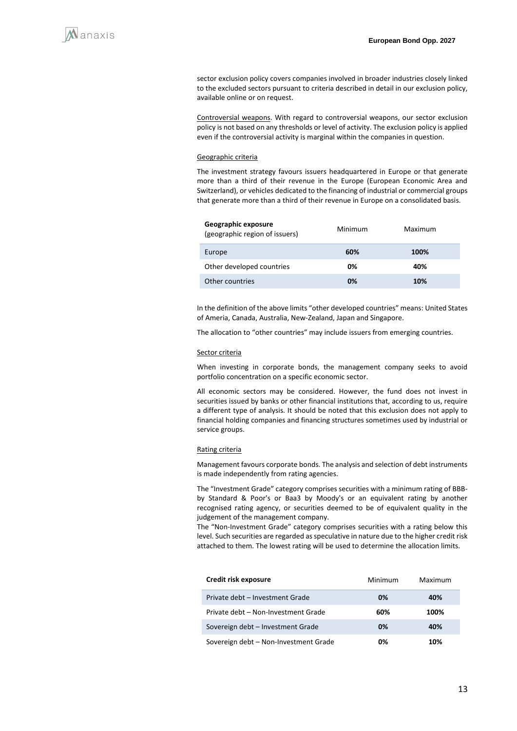sector exclusion policy covers companies involved in broader industries closely linked to the excluded sectors pursuant to criteria described in detail in our exclusion policy, available online or on request.

Controversial weapons. With regard to controversial weapons, our sector exclusion policy is not based on any thresholds or level of activity. The exclusion policy is applied even if the controversial activity is marginal within the companies in question.

Geographic criteria

The investment strategy favours issuers headquartered in Europe or that generate more than a third of their revenue in the Europe (European Economic Area and Switzerland), or vehicles dedicated to the financing of industrial or commercial groups that generate more than a third of their revenue in Europe on a consolidated basis.

| **Geographic exposure** (geographic region of issuers) | Minimum | Maximum |
|---|---|---|
| Europe | **60%** | **100%** |
| Other developed countries | **0%** | **40%** |
| Other countries | **0%** | **10%** |

In the definition of the above limits "other developed countries" means: United States of Ameria, Canada, Australia, New-Zealand, Japan and Singapore.

The allocation to "other countries" may include issuers from emerging countries.

Sector criteria

When investing in corporate bonds, the management company seeks to avoid portfolio concentration on a specific economic sector.

All economic sectors may be considered. However, the fund does not invest in securities issued by banks or other financial institutions that, according to us, require a different type of analysis. It should be noted that this exclusion does not apply to financial holding companies and financing structures sometimes used by industrial or service groups.

Rating criteria

Management favours corporate bonds. The analysis and selection of debt instruments is made independently from rating agencies.

The "Investment Grade" category comprises securities with a minimum rating of BBB- by Standard & Poor's or Baa3 by Moody's or an equivalent rating by another recognised rating agency, or securities deemed to be of equivalent quality in the judgement of the management company.
The "Non-Investment Grade" category comprises securities with a rating below this level. Such securities are regarded as speculative in nature due to the higher credit risk attached to them. The lowest rating will be used to determine the allocation limits.

| **Credit risk exposure** | Minimum | Maximum |
|---|---|---|
| Private debt – Investment Grade | **0%** | **40%** |
| Private debt – Non-Investment Grade | **60%** | **100%** |
| Sovereign debt – Investment Grade | **0%** | **40%** |
| Sovereign debt – Non-Investment Grade | **0%** | **10%** |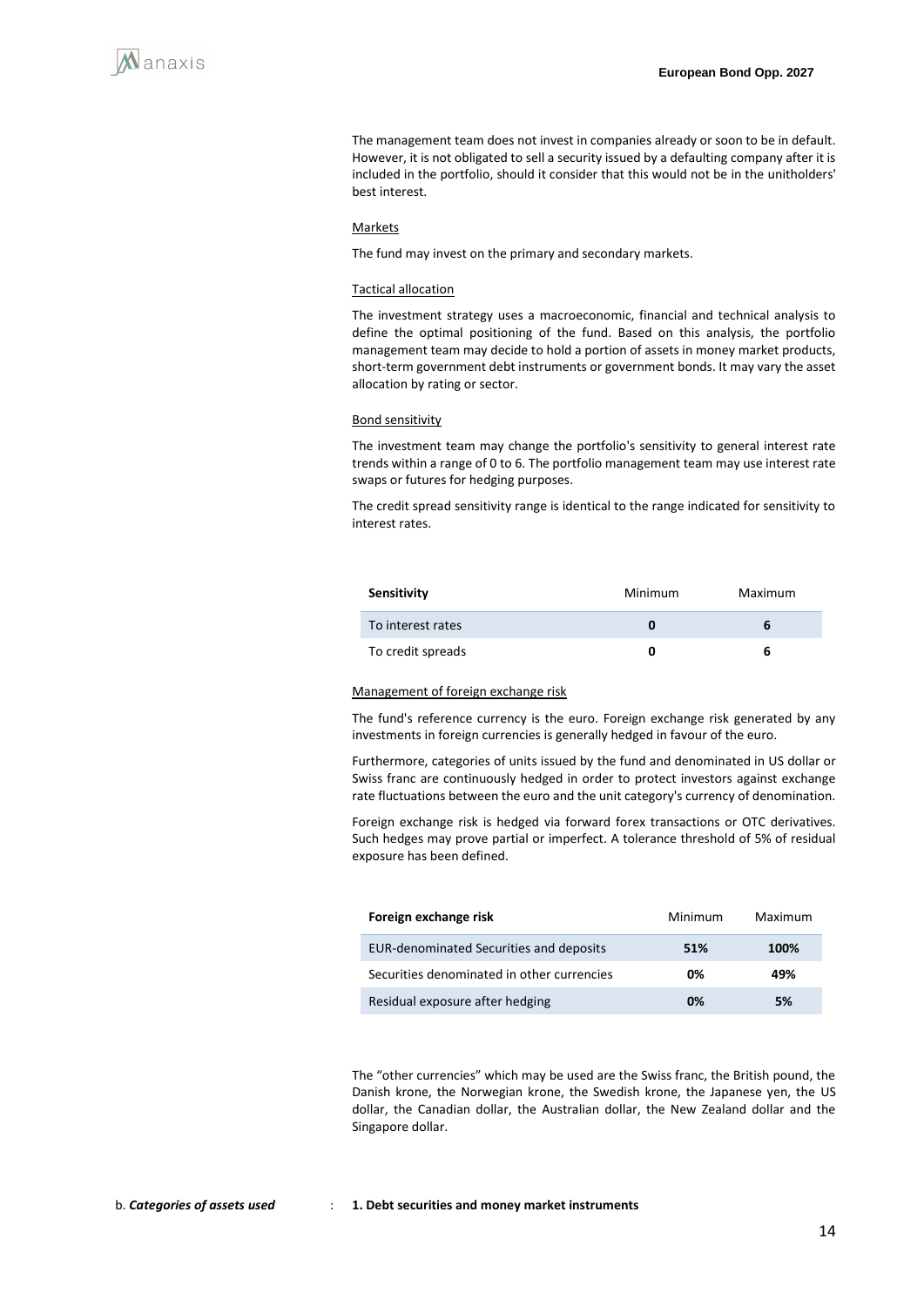The management team does not invest in companies already or soon to be in default. However, it is not obligated to sell a security issued by a defaulting company after it is included in the portfolio, should it consider that this would not be in the unitholders' best interest.

Markets

The fund may invest on the primary and secondary markets.

Tactical allocation

The investment strategy uses a macroeconomic, financial and technical analysis to define the optimal positioning of the fund. Based on this analysis, the portfolio management team may decide to hold a portion of assets in money market products, short-term government debt instruments or government bonds. It may vary the asset allocation by rating or sector.

Bond sensitivity

The investment team may change the portfolio's sensitivity to general interest rate trends within a range of 0 to 6. The portfolio management team may use interest rate swaps or futures for hedging purposes.

The credit spread sensitivity range is identical to the range indicated for sensitivity to interest rates.

| **Sensitivity** | Minimum | Maximum |
|---|---|---|
| To interest rates | **0** | **6** |
| To credit spreads | **0** | **6** |

Management of foreign exchange risk

The fund's reference currency is the euro. Foreign exchange risk generated by any investments in foreign currencies is generally hedged in favour of the euro.

Furthermore, categories of units issued by the fund and denominated in US dollar or Swiss franc are continuously hedged in order to protect investors against exchange rate fluctuations between the euro and the unit category's currency of denomination.

Foreign exchange risk is hedged via forward forex transactions or OTC derivatives. Such hedges may prove partial or imperfect. A tolerance threshold of 5% of residual exposure has been defined.

| **Foreign exchange risk** | Minimum | Maximum |
|---|---|---|
| EUR-denominated Securities and deposits | **51%** | **100%** |
| Securities denominated in other currencies | **0%** | **49%** |
| Residual exposure after hedging | **0%** | **5%** |

The "other currencies" which may be used are the Swiss franc, the British pound, the Danish krone, the Norwegian krone, the Swedish krone, the Japanese yen, the US dollar, the Canadian dollar, the Australian dollar, the New Zealand dollar and the Singapore dollar.

b. ***Categories of assets used*** : **1. Debt securities and money market instruments**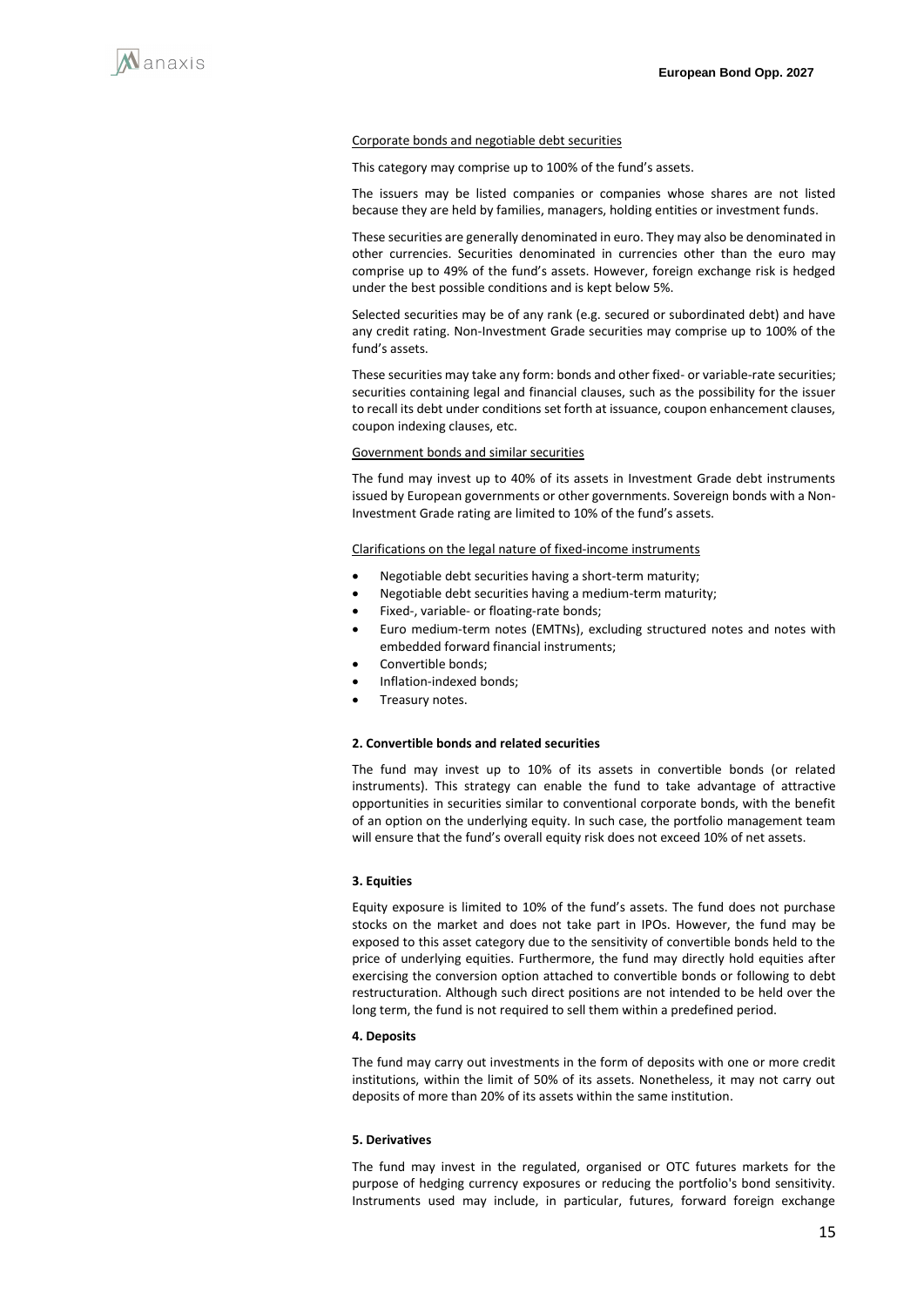Corporate bonds and negotiable debt securities

This category may comprise up to 100% of the fund's assets.

The issuers may be listed companies or companies whose shares are not listed because they are held by families, managers, holding entities or investment funds.

These securities are generally denominated in euro. They may also be denominated in other currencies. Securities denominated in currencies other than the euro may comprise up to 49% of the fund's assets. However, foreign exchange risk is hedged under the best possible conditions and is kept below 5%.

Selected securities may be of any rank (e.g. secured or subordinated debt) and have any credit rating. Non-Investment Grade securities may comprise up to 100% of the fund's assets.

These securities may take any form: bonds and other fixed- or variable-rate securities; securities containing legal and financial clauses, such as the possibility for the issuer to recall its debt under conditions set forth at issuance, coupon enhancement clauses, coupon indexing clauses, etc.

Government bonds and similar securities

The fund may invest up to 40% of its assets in Investment Grade debt instruments issued by European governments or other governments. Sovereign bonds with a Non-Investment Grade rating are limited to 10% of the fund's assets.

Clarifications on the legal nature of fixed-income instruments

- Negotiable debt securities having a short-term maturity;
- Negotiable debt securities having a medium-term maturity;
- Fixed-, variable- or floating-rate bonds;
- Euro medium-term notes (EMTNs), excluding structured notes and notes with embedded forward financial instruments;
- Convertible bonds;
- Inflation-indexed bonds;
- Treasury notes.

**2. Convertible bonds and related securities**

The fund may invest up to 10% of its assets in convertible bonds (or related instruments). This strategy can enable the fund to take advantage of attractive opportunities in securities similar to conventional corporate bonds, with the benefit of an option on the underlying equity. In such case, the portfolio management team will ensure that the fund's overall equity risk does not exceed 10% of net assets.

**3. Equities**

Equity exposure is limited to 10% of the fund's assets. The fund does not purchase stocks on the market and does not take part in IPOs. However, the fund may be exposed to this asset category due to the sensitivity of convertible bonds held to the price of underlying equities. Furthermore, the fund may directly hold equities after exercising the conversion option attached to convertible bonds or following to debt restructuration. Although such direct positions are not intended to be held over the long term, the fund is not required to sell them within a predefined period.

**4. Deposits**

The fund may carry out investments in the form of deposits with one or more credit institutions, within the limit of 50% of its assets. Nonetheless, it may not carry out deposits of more than 20% of its assets within the same institution.

**5. Derivatives**

The fund may invest in the regulated, organised or OTC futures markets for the purpose of hedging currency exposures or reducing the portfolio's bond sensitivity. Instruments used may include, in particular, futures, forward foreign exchange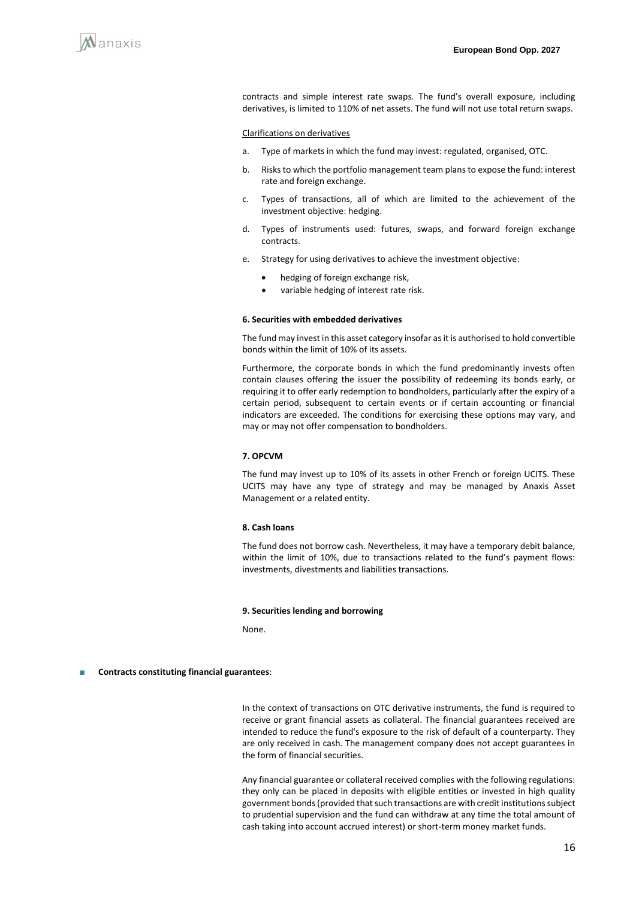contracts and simple interest rate swaps. The fund's overall exposure, including derivatives, is limited to 110% of net assets. The fund will not use total return swaps.

Clarifications on derivatives

a. Type of markets in which the fund may invest: regulated, organised, OTC.

b. Risks to which the portfolio management team plans to expose the fund: interest rate and foreign exchange.

c. Types of transactions, all of which are limited to the achievement of the investment objective: hedging.

d. Types of instruments used: futures, swaps, and forward foreign exchange contracts.

e. Strategy for using derivatives to achieve the investment objective:

- hedging of foreign exchange risk,
- variable hedging of interest rate risk.

**6. Securities with embedded derivatives**

The fund may invest in this asset category insofar as it is authorised to hold convertible bonds within the limit of 10% of its assets.

Furthermore, the corporate bonds in which the fund predominantly invests often contain clauses offering the issuer the possibility of redeeming its bonds early, or requiring it to offer early redemption to bondholders, particularly after the expiry of a certain period, subsequent to certain events or if certain accounting or financial indicators are exceeded. The conditions for exercising these options may vary, and may or may not offer compensation to bondholders.

**7. OPCVM**

The fund may invest up to 10% of its assets in other French or foreign UCITS. These UCITS may have any type of strategy and may be managed by Anaxis Asset Management or a related entity.

**8. Cash loans**

The fund does not borrow cash. Nevertheless, it may have a temporary debit balance, within the limit of 10%, due to transactions related to the fund's payment flows: investments, divestments and liabilities transactions.

**9. Securities lending and borrowing**

None.

- **Contracts constituting financial guarantees**:

In the context of transactions on OTC derivative instruments, the fund is required to receive or grant financial assets as collateral. The financial guarantees received are intended to reduce the fund's exposure to the risk of default of a counterparty. They are only received in cash. The management company does not accept guarantees in the form of financial securities.

Any financial guarantee or collateral received complies with the following regulations: they only can be placed in deposits with eligible entities or invested in high quality government bonds (provided that such transactions are with credit institutions subject to prudential supervision and the fund can withdraw at any time the total amount of cash taking into account accrued interest) or short-term money market funds.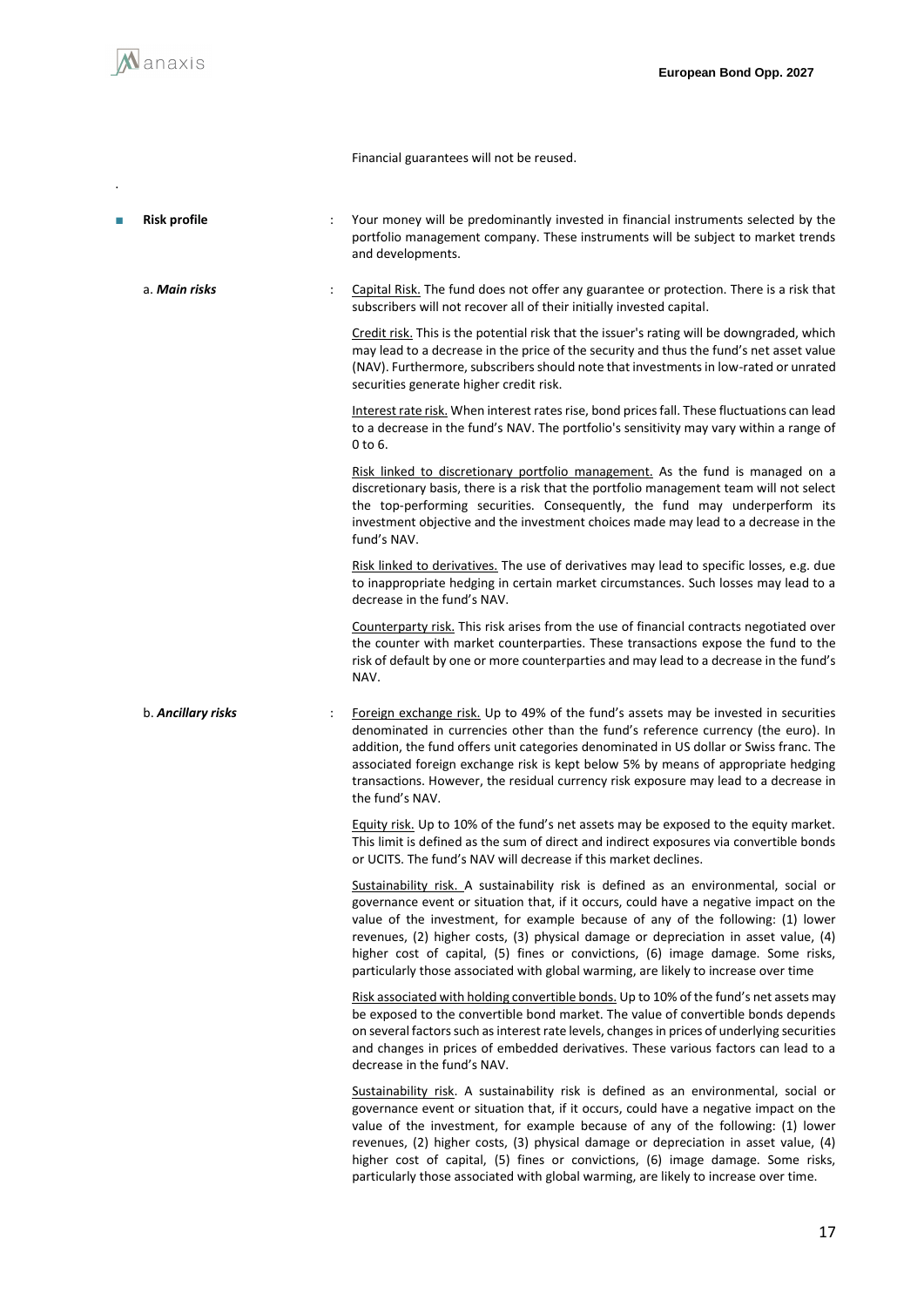Financial guarantees will not be reused.

- **Risk profile** : Your money will be predominantly invested in financial instruments selected by the portfolio management company. These instruments will be subject to market trends and developments.

a. ***Main risks*** :

Capital Risk. The fund does not offer any guarantee or protection. There is a risk that subscribers will not recover all of their initially invested capital.

Credit risk. This is the potential risk that the issuer's rating will be downgraded, which may lead to a decrease in the price of the security and thus the fund's net asset value (NAV). Furthermore, subscribers should note that investments in low-rated or unrated securities generate higher credit risk.

Interest rate risk. When interest rates rise, bond prices fall. These fluctuations can lead to a decrease in the fund's NAV. The portfolio's sensitivity may vary within a range of 0 to 6.

Risk linked to discretionary portfolio management. As the fund is managed on a discretionary basis, there is a risk that the portfolio management team will not select the top-performing securities. Consequently, the fund may underperform its investment objective and the investment choices made may lead to a decrease in the fund's NAV.

Risk linked to derivatives. The use of derivatives may lead to specific losses, e.g. due to inappropriate hedging in certain market circumstances. Such losses may lead to a decrease in the fund's NAV.

Counterparty risk. This risk arises from the use of financial contracts negotiated over the counter with market counterparties. These transactions expose the fund to the risk of default by one or more counterparties and may lead to a decrease in the fund's NAV.

b. ***Ancillary risks*** :

Foreign exchange risk. Up to 49% of the fund's assets may be invested in securities denominated in currencies other than the fund's reference currency (the euro). In addition, the fund offers unit categories denominated in US dollar or Swiss franc. The associated foreign exchange risk is kept below 5% by means of appropriate hedging transactions. However, the residual currency risk exposure may lead to a decrease in the fund's NAV.

Equity risk. Up to 10% of the fund's net assets may be exposed to the equity market. This limit is defined as the sum of direct and indirect exposures via convertible bonds or UCITS. The fund's NAV will decrease if this market declines.

Sustainability risk. A sustainability risk is defined as an environmental, social or governance event or situation that, if it occurs, could have a negative impact on the value of the investment, for example because of any of the following: (1) lower revenues, (2) higher costs, (3) physical damage or depreciation in asset value, (4) higher cost of capital, (5) fines or convictions, (6) image damage. Some risks, particularly those associated with global warming, are likely to increase over time

Risk associated with holding convertible bonds. Up to 10% of the fund's net assets may be exposed to the convertible bond market. The value of convertible bonds depends on several factors such as interest rate levels, changes in prices of underlying securities and changes in prices of embedded derivatives. These various factors can lead to a decrease in the fund's NAV.

Sustainability risk. A sustainability risk is defined as an environmental, social or governance event or situation that, if it occurs, could have a negative impact on the value of the investment, for example because of any of the following: (1) lower revenues, (2) higher costs, (3) physical damage or depreciation in asset value, (4) higher cost of capital, (5) fines or convictions, (6) image damage. Some risks, particularly those associated with global warming, are likely to increase over time.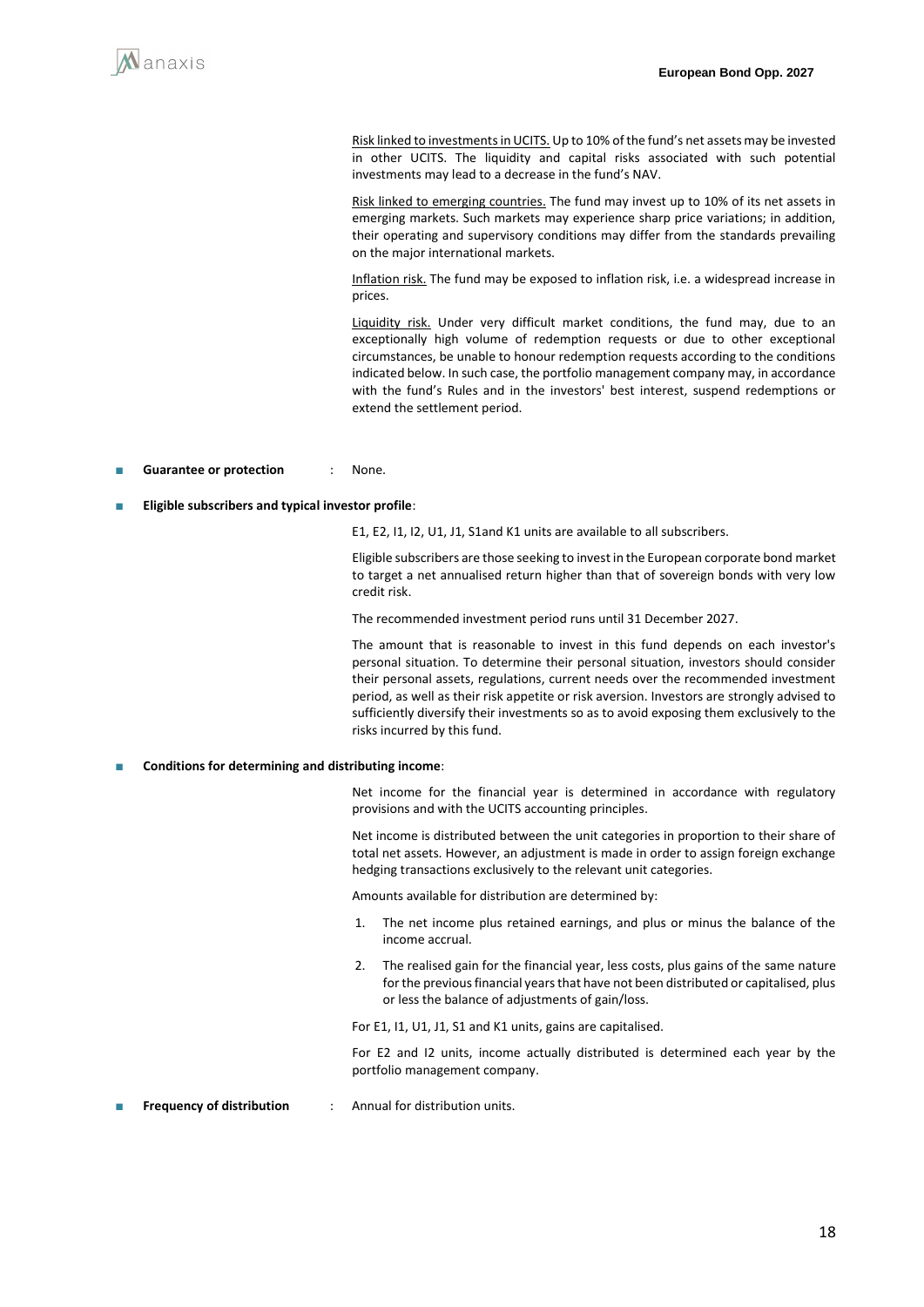Risk linked to investments in UCITS. Up to 10% of the fund's net assets may be invested in other UCITS. The liquidity and capital risks associated with such potential investments may lead to a decrease in the fund's NAV.

Risk linked to emerging countries. The fund may invest up to 10% of its net assets in emerging markets. Such markets may experience sharp price variations; in addition, their operating and supervisory conditions may differ from the standards prevailing on the major international markets.

Inflation risk. The fund may be exposed to inflation risk, i.e. a widespread increase in prices.

Liquidity risk. Under very difficult market conditions, the fund may, due to an exceptionally high volume of redemption requests or due to other exceptional circumstances, be unable to honour redemption requests according to the conditions indicated below. In such case, the portfolio management company may, in accordance with the fund's Rules and in the investors' best interest, suspend redemptions or extend the settlement period.

- **Guarantee or protection** : None.

- **Eligible subscribers and typical investor profile**:

E1, E2, I1, I2, U1, J1, S1and K1 units are available to all subscribers.

Eligible subscribers are those seeking to invest in the European corporate bond market to target a net annualised return higher than that of sovereign bonds with very low credit risk.

The recommended investment period runs until 31 December 2027.

The amount that is reasonable to invest in this fund depends on each investor's personal situation. To determine their personal situation, investors should consider their personal assets, regulations, current needs over the recommended investment period, as well as their risk appetite or risk aversion. Investors are strongly advised to sufficiently diversify their investments so as to avoid exposing them exclusively to the risks incurred by this fund.

- **Conditions for determining and distributing income**:

Net income for the financial year is determined in accordance with regulatory provisions and with the UCITS accounting principles.

Net income is distributed between the unit categories in proportion to their share of total net assets. However, an adjustment is made in order to assign foreign exchange hedging transactions exclusively to the relevant unit categories.

Amounts available for distribution are determined by:

1. The net income plus retained earnings, and plus or minus the balance of the income accrual.
2. The realised gain for the financial year, less costs, plus gains of the same nature for the previous financial years that have not been distributed or capitalised, plus or less the balance of adjustments of gain/loss.

For E1, I1, U1, J1, S1 and K1 units, gains are capitalised.

For E2 and I2 units, income actually distributed is determined each year by the portfolio management company.

- **Frequency of distribution** : Annual for distribution units.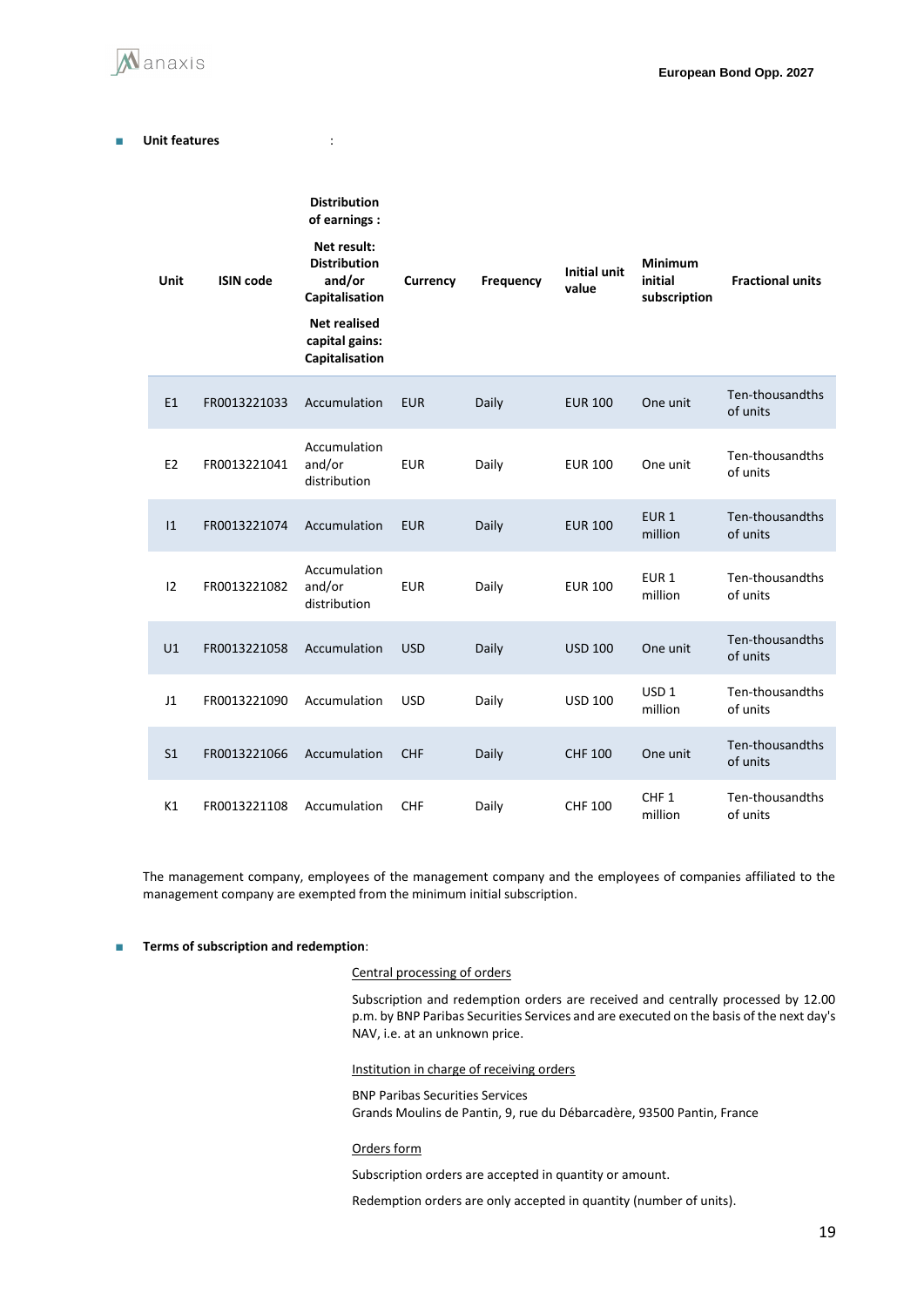- **Unit features** :

| Unit | ISIN code | Distribution of earnings : Net result: Distribution and/or Capitalisation Net realised capital gains: Capitalisation | Currency | Frequency | Initial unit value | Minimum initial subscription | Fractional units |
|---|---|---|---|---|---|---|---|
| E1 | FR0013221033 | Accumulation | EUR | Daily | EUR 100 | One unit | Ten-thousandths of units |
| E2 | FR0013221041 | Accumulation and/or distribution | EUR | Daily | EUR 100 | One unit | Ten-thousandths of units |
| I1 | FR0013221074 | Accumulation | EUR | Daily | EUR 100 | EUR 1 million | Ten-thousandths of units |
| I2 | FR0013221082 | Accumulation and/or distribution | EUR | Daily | EUR 100 | EUR 1 million | Ten-thousandths of units |
| U1 | FR0013221058 | Accumulation | USD | Daily | USD 100 | One unit | Ten-thousandths of units |
| J1 | FR0013221090 | Accumulation | USD | Daily | USD 100 | USD 1 million | Ten-thousandths of units |
| S1 | FR0013221066 | Accumulation | CHF | Daily | CHF 100 | One unit | Ten-thousandths of units |
| K1 | FR0013221108 | Accumulation | CHF | Daily | CHF 100 | CHF 1 million | Ten-thousandths of units |

The management company, employees of the management company and the employees of companies affiliated to the management company are exempted from the minimum initial subscription.

- **Terms of subscription and redemption**:

Central processing of orders

Subscription and redemption orders are received and centrally processed by 12.00 p.m. by BNP Paribas Securities Services and are executed on the basis of the next day's NAV, i.e. at an unknown price.

Institution in charge of receiving orders

BNP Paribas Securities Services
Grands Moulins de Pantin, 9, rue du Débarcadère, 93500 Pantin, France

Orders form

Subscription orders are accepted in quantity or amount.

Redemption orders are only accepted in quantity (number of units).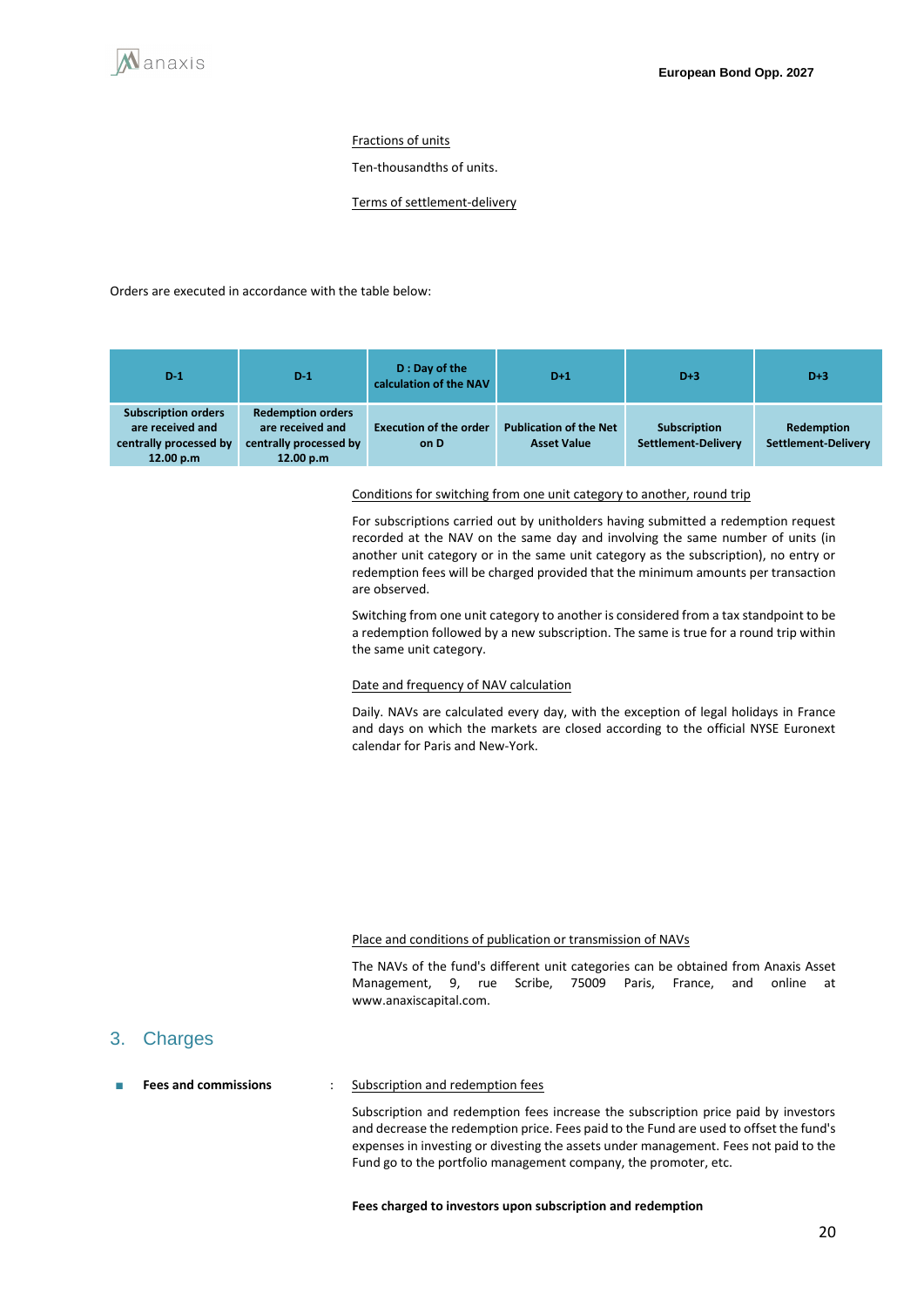Fractions of units

Ten-thousandths of units.

Terms of settlement-delivery

Orders are executed in accordance with the table below:

| D-1 | D-1 | D : Day of the calculation of the NAV | D+1 | D+3 | D+3 |
|---|---|---|---|---|---|
| Subscription orders are received and centrally processed by 12.00 p.m | Redemption orders are received and centrally processed by 12.00 p.m | Execution of the order on D | Publication of the Net Asset Value | Subscription Settlement-Delivery | Redemption Settlement-Delivery |

Conditions for switching from one unit category to another, round trip

For subscriptions carried out by unitholders having submitted a redemption request recorded at the NAV on the same day and involving the same number of units (in another unit category or in the same unit category as the subscription), no entry or redemption fees will be charged provided that the minimum amounts per transaction are observed.

Switching from one unit category to another is considered from a tax standpoint to be a redemption followed by a new subscription. The same is true for a round trip within the same unit category.

Date and frequency of NAV calculation

Daily. NAVs are calculated every day, with the exception of legal holidays in France and days on which the markets are closed according to the official NYSE Euronext calendar for Paris and New-York.

Place and conditions of publication or transmission of NAVs

The NAVs of the fund's different unit categories can be obtained from Anaxis Asset Management, 9, rue Scribe, 75009 Paris, France, and online at www.anaxiscapital.com.

## 3. Charges

- **Fees and commissions** : Subscription and redemption fees

Subscription and redemption fees increase the subscription price paid by investors and decrease the redemption price. Fees paid to the Fund are used to offset the fund's expenses in investing or divesting the assets under management. Fees not paid to the Fund go to the portfolio management company, the promoter, etc.

**Fees charged to investors upon subscription and redemption**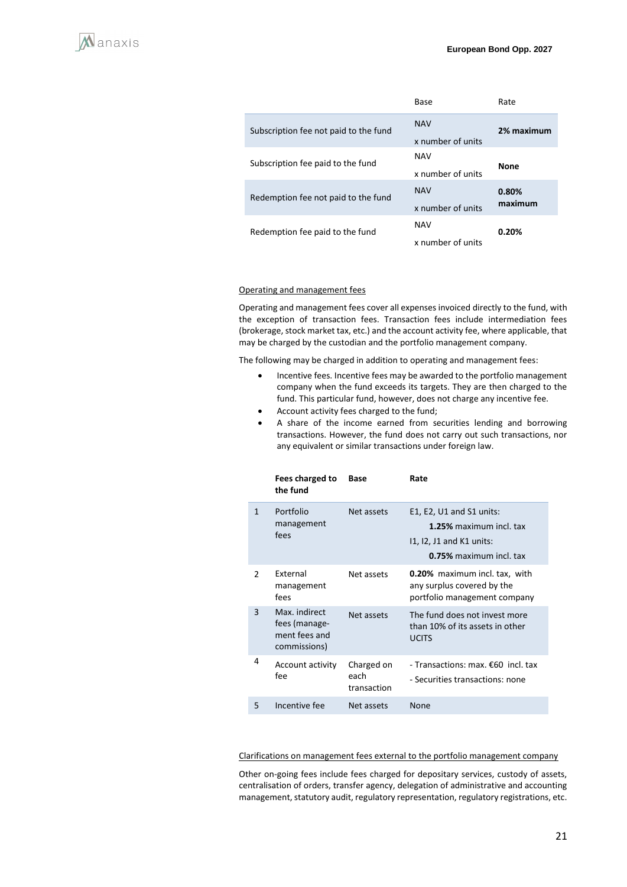| | Base | Rate |
|---|---|---|
| Subscription fee not paid to the fund | NAV x number of units | **2% maximum** |
| Subscription fee paid to the fund | NAV x number of units | **None** |
| Redemption fee not paid to the fund | NAV x number of units | **0.80% maximum** |
| Redemption fee paid to the fund | NAV x number of units | **0.20%** |

Operating and management fees

Operating and management fees cover all expenses invoiced directly to the fund, with the exception of transaction fees. Transaction fees include intermediation fees (brokerage, stock market tax, etc.) and the account activity fee, where applicable, that may be charged by the custodian and the portfolio management company.

The following may be charged in addition to operating and management fees:

- Incentive fees. Incentive fees may be awarded to the portfolio management company when the fund exceeds its targets. They are then charged to the fund. This particular fund, however, does not charge any incentive fee.
- Account activity fees charged to the fund;
- A share of the income earned from securities lending and borrowing transactions. However, the fund does not carry out such transactions, nor any equivalent or similar transactions under foreign law.

| | **Fees charged to the fund** | **Base** | **Rate** |
|---|---|---|---|
| 1 | Portfolio management fees | Net assets | E1, E2, U1 and S1 units: **1.25%** maximum incl. tax<br>I1, I2, J1 and K1 units: **0.75%** maximum incl. tax |
| 2 | External management fees | Net assets | **0.20%** maximum incl. tax, with any surplus covered by the portfolio management company |
| 3 | Max. indirect fees (management fees and commissions) | Net assets | The fund does not invest more than 10% of its assets in other UCITS |
| 4 | Account activity fee | Charged on each transaction | - Transactions: max. €60 incl. tax<br>- Securities transactions: none |
| 5 | Incentive fee | Net assets | None |

Clarifications on management fees external to the portfolio management company

Other on-going fees include fees charged for depositary services, custody of assets, centralisation of orders, transfer agency, delegation of administrative and accounting management, statutory audit, regulatory representation, regulatory registrations, etc.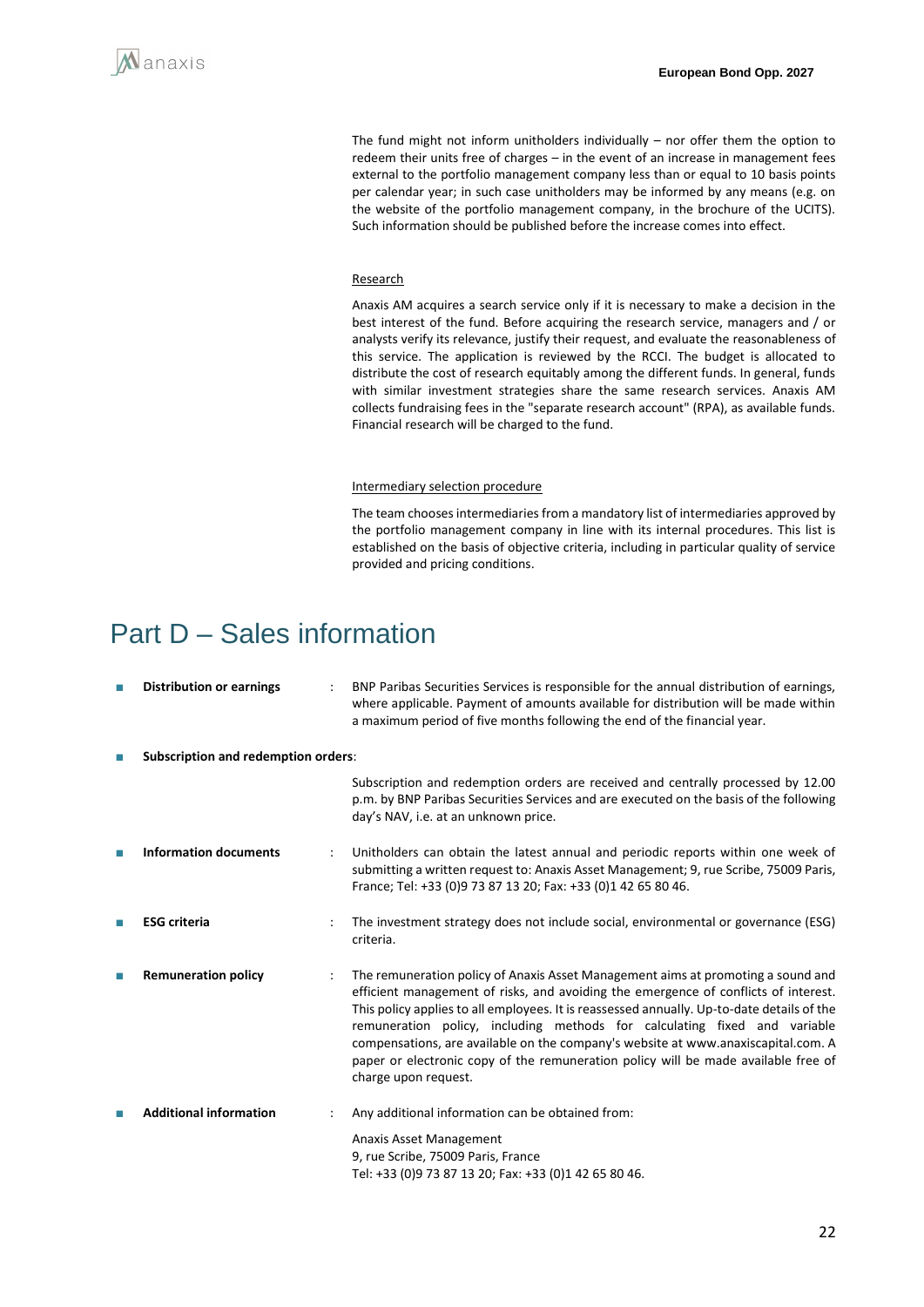The fund might not inform unitholders individually – nor offer them the option to redeem their units free of charges – in the event of an increase in management fees external to the portfolio management company less than or equal to 10 basis points per calendar year; in such case unitholders may be informed by any means (e.g. on the website of the portfolio management company, in the brochure of the UCITS). Such information should be published before the increase comes into effect.

Research

Anaxis AM acquires a search service only if it is necessary to make a decision in the best interest of the fund. Before acquiring the research service, managers and / or analysts verify its relevance, justify their request, and evaluate the reasonableness of this service. The application is reviewed by the RCCI. The budget is allocated to distribute the cost of research equitably among the different funds. In general, funds with similar investment strategies share the same research services. Anaxis AM collects fundraising fees in the "separate research account" (RPA), as available funds. Financial research will be charged to the fund.

Intermediary selection procedure

The team chooses intermediaries from a mandatory list of intermediaries approved by the portfolio management company in line with its internal procedures. This list is established on the basis of objective criteria, including in particular quality of service provided and pricing conditions.

# Part D – Sales information

- **Distribution or earnings** : BNP Paribas Securities Services is responsible for the annual distribution of earnings, where applicable. Payment of amounts available for distribution will be made within a maximum period of five months following the end of the financial year.

- **Subscription and redemption orders**:

  Subscription and redemption orders are received and centrally processed by 12.00 p.m. by BNP Paribas Securities Services and are executed on the basis of the following day's NAV, i.e. at an unknown price.

- **Information documents** : Unitholders can obtain the latest annual and periodic reports within one week of submitting a written request to: Anaxis Asset Management; 9, rue Scribe, 75009 Paris, France; Tel: +33 (0)9 73 87 13 20; Fax: +33 (0)1 42 65 80 46.

- **ESG criteria** : The investment strategy does not include social, environmental or governance (ESG) criteria.

- **Remuneration policy** : The remuneration policy of Anaxis Asset Management aims at promoting a sound and efficient management of risks, and avoiding the emergence of conflicts of interest. This policy applies to all employees. It is reassessed annually. Up-to-date details of the remuneration policy, including methods for calculating fixed and variable compensations, are available on the company's website at www.anaxiscapital.com. A paper or electronic copy of the remuneration policy will be made available free of charge upon request.

- **Additional information** : Any additional information can be obtained from:

  Anaxis Asset Management
  9, rue Scribe, 75009 Paris, France
  Tel: +33 (0)9 73 87 13 20; Fax: +33 (0)1 42 65 80 46.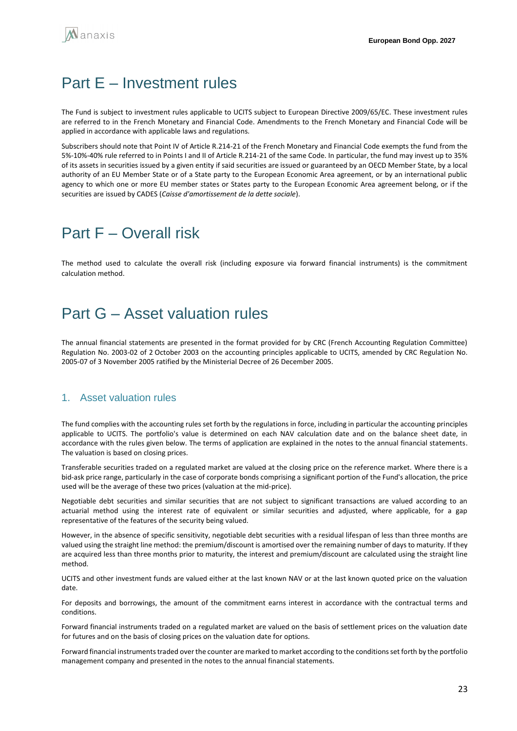# Part E – Investment rules

The Fund is subject to investment rules applicable to UCITS subject to European Directive 2009/65/EC. These investment rules are referred to in the French Monetary and Financial Code. Amendments to the French Monetary and Financial Code will be applied in accordance with applicable laws and regulations.

Subscribers should note that Point IV of Article R.214-21 of the French Monetary and Financial Code exempts the fund from the 5%-10%-40% rule referred to in Points I and II of Article R.214-21 of the same Code. In particular, the fund may invest up to 35% of its assets in securities issued by a given entity if said securities are issued or guaranteed by an OECD Member State, by a local authority of an EU Member State or of a State party to the European Economic Area agreement, or by an international public agency to which one or more EU member states or States party to the European Economic Area agreement belong, or if the securities are issued by CADES (*Caisse d'amortissement de la dette sociale*).

# Part F – Overall risk

The method used to calculate the overall risk (including exposure via forward financial instruments) is the commitment calculation method.

# Part G – Asset valuation rules

The annual financial statements are presented in the format provided for by CRC (French Accounting Regulation Committee) Regulation No. 2003-02 of 2 October 2003 on the accounting principles applicable to UCITS, amended by CRC Regulation No. 2005-07 of 3 November 2005 ratified by the Ministerial Decree of 26 December 2005.

## 1. Asset valuation rules

The fund complies with the accounting rules set forth by the regulations in force, including in particular the accounting principles applicable to UCITS. The portfolio's value is determined on each NAV calculation date and on the balance sheet date, in accordance with the rules given below. The terms of application are explained in the notes to the annual financial statements. The valuation is based on closing prices.

Transferable securities traded on a regulated market are valued at the closing price on the reference market. Where there is a bid-ask price range, particularly in the case of corporate bonds comprising a significant portion of the Fund's allocation, the price used will be the average of these two prices (valuation at the mid-price).

Negotiable debt securities and similar securities that are not subject to significant transactions are valued according to an actuarial method using the interest rate of equivalent or similar securities and adjusted, where applicable, for a gap representative of the features of the security being valued.

However, in the absence of specific sensitivity, negotiable debt securities with a residual lifespan of less than three months are valued using the straight line method: the premium/discount is amortised over the remaining number of days to maturity. If they are acquired less than three months prior to maturity, the interest and premium/discount are calculated using the straight line method.

UCITS and other investment funds are valued either at the last known NAV or at the last known quoted price on the valuation date.

For deposits and borrowings, the amount of the commitment earns interest in accordance with the contractual terms and conditions.

Forward financial instruments traded on a regulated market are valued on the basis of settlement prices on the valuation date for futures and on the basis of closing prices on the valuation date for options.

Forward financial instruments traded over the counter are marked to market according to the conditions set forth by the portfolio management company and presented in the notes to the annual financial statements.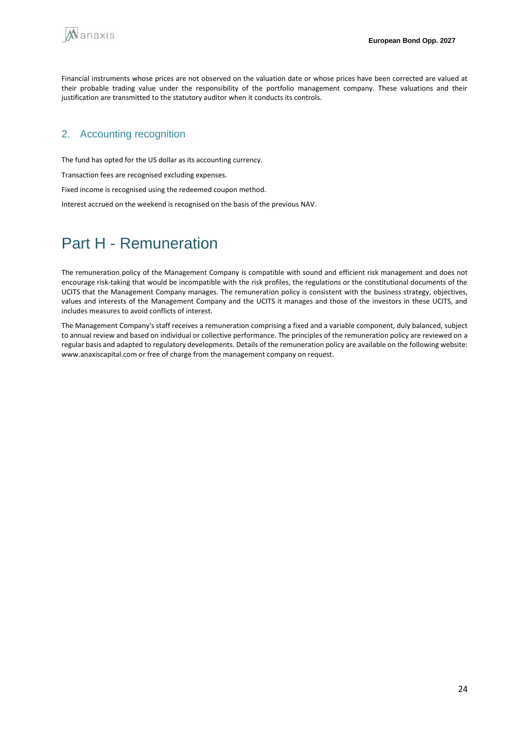Financial instruments whose prices are not observed on the valuation date or whose prices have been corrected are valued at their probable trading value under the responsibility of the portfolio management company. These valuations and their justification are transmitted to the statutory auditor when it conducts its controls.

## 2. Accounting recognition

The fund has opted for the US dollar as its accounting currency.

Transaction fees are recognised excluding expenses.

Fixed income is recognised using the redeemed coupon method.

Interest accrued on the weekend is recognised on the basis of the previous NAV.

# Part H - Remuneration

The remuneration policy of the Management Company is compatible with sound and efficient risk management and does not encourage risk-taking that would be incompatible with the risk profiles, the regulations or the constitutional documents of the UCITS that the Management Company manages. The remuneration policy is consistent with the business strategy, objectives, values and interests of the Management Company and the UCITS it manages and those of the investors in these UCITS, and includes measures to avoid conflicts of interest.

The Management Company's staff receives a remuneration comprising a fixed and a variable component, duly balanced, subject to annual review and based on individual or collective performance. The principles of the remuneration policy are reviewed on a regular basis and adapted to regulatory developments. Details of the remuneration policy are available on the following website: www.anaxiscapital.com or free of charge from the management company on request.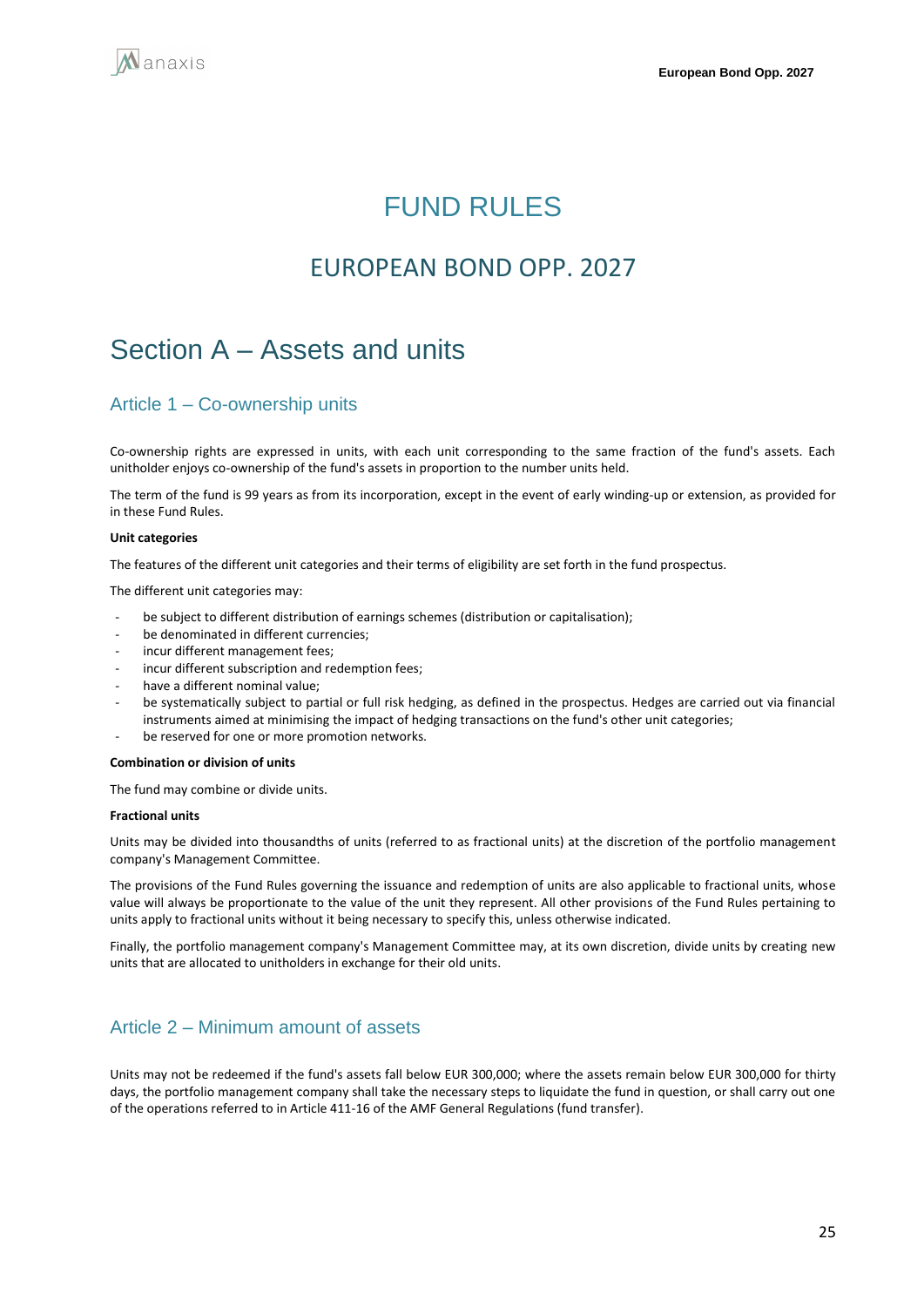# FUND RULES

## EUROPEAN BOND OPP. 2027

## Section A – Assets and units

### Article 1 – Co-ownership units

Co-ownership rights are expressed in units, with each unit corresponding to the same fraction of the fund's assets. Each unitholder enjoys co-ownership of the fund's assets in proportion to the number units held.

The term of the fund is 99 years as from its incorporation, except in the event of early winding-up or extension, as provided for in these Fund Rules.

**Unit categories**

The features of the different unit categories and their terms of eligibility are set forth in the fund prospectus.

The different unit categories may:

- be subject to different distribution of earnings schemes (distribution or capitalisation);
- be denominated in different currencies;
- incur different management fees;
- incur different subscription and redemption fees;
- have a different nominal value;
- be systematically subject to partial or full risk hedging, as defined in the prospectus. Hedges are carried out via financial instruments aimed at minimising the impact of hedging transactions on the fund's other unit categories;
- be reserved for one or more promotion networks.

**Combination or division of units**

The fund may combine or divide units.

**Fractional units**

Units may be divided into thousandths of units (referred to as fractional units) at the discretion of the portfolio management company's Management Committee.

The provisions of the Fund Rules governing the issuance and redemption of units are also applicable to fractional units, whose value will always be proportionate to the value of the unit they represent. All other provisions of the Fund Rules pertaining to units apply to fractional units without it being necessary to specify this, unless otherwise indicated.

Finally, the portfolio management company's Management Committee may, at its own discretion, divide units by creating new units that are allocated to unitholders in exchange for their old units.

### Article 2 – Minimum amount of assets

Units may not be redeemed if the fund's assets fall below EUR 300,000; where the assets remain below EUR 300,000 for thirty days, the portfolio management company shall take the necessary steps to liquidate the fund in question, or shall carry out one of the operations referred to in Article 411-16 of the AMF General Regulations (fund transfer).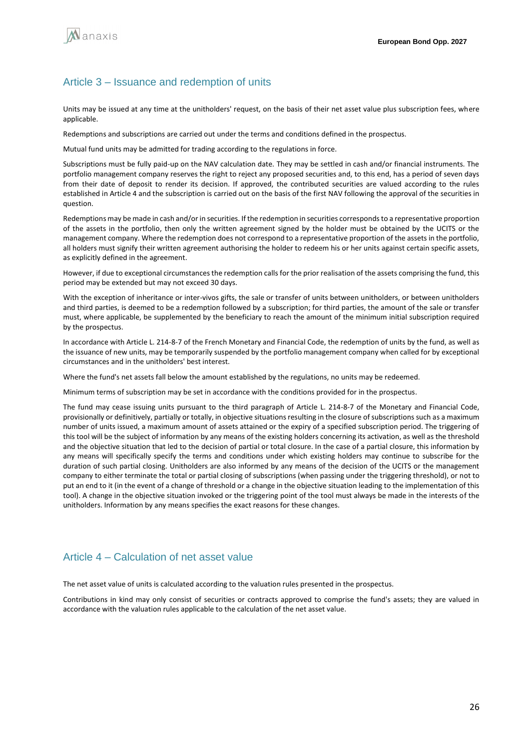## Article 3 – Issuance and redemption of units

Units may be issued at any time at the unitholders' request, on the basis of their net asset value plus subscription fees, where applicable.

Redemptions and subscriptions are carried out under the terms and conditions defined in the prospectus.

Mutual fund units may be admitted for trading according to the regulations in force.

Subscriptions must be fully paid-up on the NAV calculation date. They may be settled in cash and/or financial instruments. The portfolio management company reserves the right to reject any proposed securities and, to this end, has a period of seven days from their date of deposit to render its decision. If approved, the contributed securities are valued according to the rules established in Article 4 and the subscription is carried out on the basis of the first NAV following the approval of the securities in question.

Redemptions may be made in cash and/or in securities. If the redemption in securities corresponds to a representative proportion of the assets in the portfolio, then only the written agreement signed by the holder must be obtained by the UCITS or the management company. Where the redemption does not correspond to a representative proportion of the assets in the portfolio, all holders must signify their written agreement authorising the holder to redeem his or her units against certain specific assets, as explicitly defined in the agreement.

However, if due to exceptional circumstances the redemption calls for the prior realisation of the assets comprising the fund, this period may be extended but may not exceed 30 days.

With the exception of inheritance or inter-vivos gifts, the sale or transfer of units between unitholders, or between unitholders and third parties, is deemed to be a redemption followed by a subscription; for third parties, the amount of the sale or transfer must, where applicable, be supplemented by the beneficiary to reach the amount of the minimum initial subscription required by the prospectus.

In accordance with Article L. 214-8-7 of the French Monetary and Financial Code, the redemption of units by the fund, as well as the issuance of new units, may be temporarily suspended by the portfolio management company when called for by exceptional circumstances and in the unitholders' best interest.

Where the fund's net assets fall below the amount established by the regulations, no units may be redeemed.

Minimum terms of subscription may be set in accordance with the conditions provided for in the prospectus.

The fund may cease issuing units pursuant to the third paragraph of Article L. 214-8-7 of the Monetary and Financial Code, provisionally or definitively, partially or totally, in objective situations resulting in the closure of subscriptions such as a maximum number of units issued, a maximum amount of assets attained or the expiry of a specified subscription period. The triggering of this tool will be the subject of information by any means of the existing holders concerning its activation, as well as the threshold and the objective situation that led to the decision of partial or total closure. In the case of a partial closure, this information by any means will specifically specify the terms and conditions under which existing holders may continue to subscribe for the duration of such partial closing. Unitholders are also informed by any means of the decision of the UCITS or the management company to either terminate the total or partial closing of subscriptions (when passing under the triggering threshold), or not to put an end to it (in the event of a change of threshold or a change in the objective situation leading to the implementation of this tool). A change in the objective situation invoked or the triggering point of the tool must always be made in the interests of the unitholders. Information by any means specifies the exact reasons for these changes.

## Article 4 – Calculation of net asset value

The net asset value of units is calculated according to the valuation rules presented in the prospectus.

Contributions in kind may only consist of securities or contracts approved to comprise the fund's assets; they are valued in accordance with the valuation rules applicable to the calculation of the net asset value.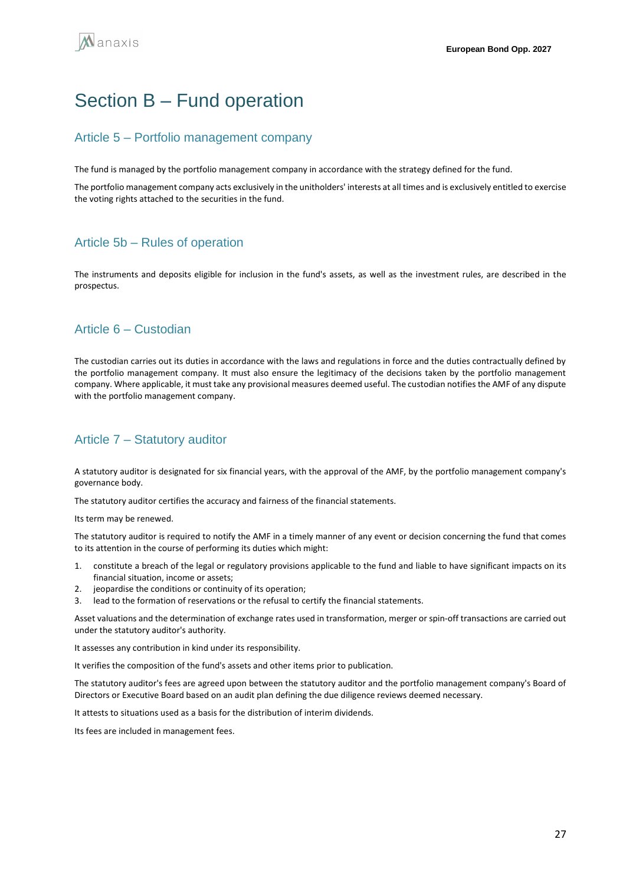# Section B – Fund operation

## Article 5 – Portfolio management company

The fund is managed by the portfolio management company in accordance with the strategy defined for the fund.

The portfolio management company acts exclusively in the unitholders' interests at all times and is exclusively entitled to exercise the voting rights attached to the securities in the fund.

## Article 5b – Rules of operation

The instruments and deposits eligible for inclusion in the fund's assets, as well as the investment rules, are described in the prospectus.

## Article 6 – Custodian

The custodian carries out its duties in accordance with the laws and regulations in force and the duties contractually defined by the portfolio management company. It must also ensure the legitimacy of the decisions taken by the portfolio management company. Where applicable, it must take any provisional measures deemed useful. The custodian notifies the AMF of any dispute with the portfolio management company.

## Article 7 – Statutory auditor

A statutory auditor is designated for six financial years, with the approval of the AMF, by the portfolio management company's governance body.

The statutory auditor certifies the accuracy and fairness of the financial statements.

Its term may be renewed.

The statutory auditor is required to notify the AMF in a timely manner of any event or decision concerning the fund that comes to its attention in the course of performing its duties which might:

1. constitute a breach of the legal or regulatory provisions applicable to the fund and liable to have significant impacts on its financial situation, income or assets;
2. jeopardise the conditions or continuity of its operation;
3. lead to the formation of reservations or the refusal to certify the financial statements.

Asset valuations and the determination of exchange rates used in transformation, merger or spin-off transactions are carried out under the statutory auditor's authority.

It assesses any contribution in kind under its responsibility.

It verifies the composition of the fund's assets and other items prior to publication.

The statutory auditor's fees are agreed upon between the statutory auditor and the portfolio management company's Board of Directors or Executive Board based on an audit plan defining the due diligence reviews deemed necessary.

It attests to situations used as a basis for the distribution of interim dividends.

Its fees are included in management fees.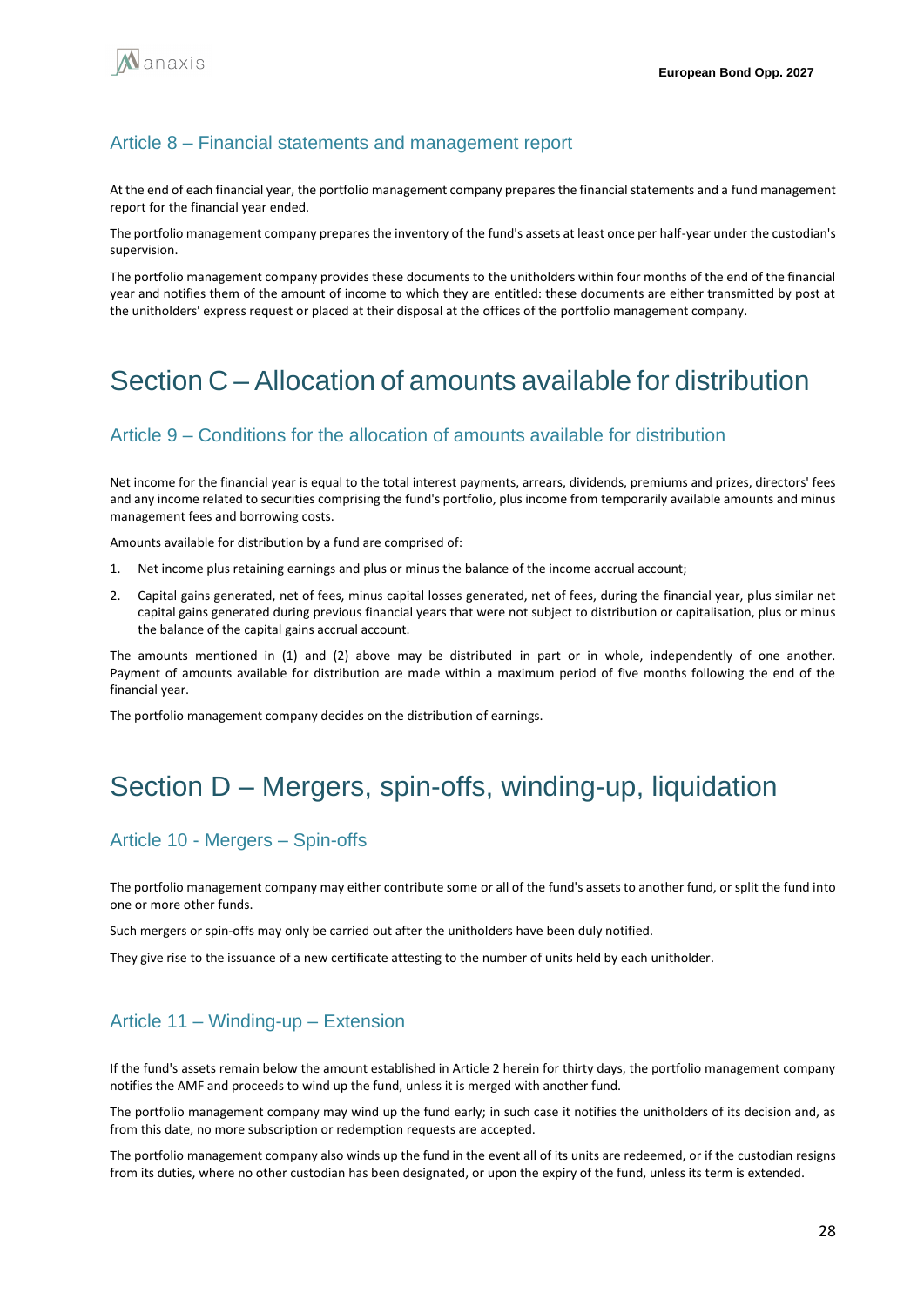### Article 8 – Financial statements and management report

At the end of each financial year, the portfolio management company prepares the financial statements and a fund management report for the financial year ended.

The portfolio management company prepares the inventory of the fund's assets at least once per half-year under the custodian's supervision.

The portfolio management company provides these documents to the unitholders within four months of the end of the financial year and notifies them of the amount of income to which they are entitled: these documents are either transmitted by post at the unitholders' express request or placed at their disposal at the offices of the portfolio management company.

## Section C – Allocation of amounts available for distribution

### Article 9 – Conditions for the allocation of amounts available for distribution

Net income for the financial year is equal to the total interest payments, arrears, dividends, premiums and prizes, directors' fees and any income related to securities comprising the fund's portfolio, plus income from temporarily available amounts and minus management fees and borrowing costs.

Amounts available for distribution by a fund are comprised of:

1. Net income plus retaining earnings and plus or minus the balance of the income accrual account;
2. Capital gains generated, net of fees, minus capital losses generated, net of fees, during the financial year, plus similar net capital gains generated during previous financial years that were not subject to distribution or capitalisation, plus or minus the balance of the capital gains accrual account.

The amounts mentioned in (1) and (2) above may be distributed in part or in whole, independently of one another. Payment of amounts available for distribution are made within a maximum period of five months following the end of the financial year.

The portfolio management company decides on the distribution of earnings.

## Section D – Mergers, spin-offs, winding-up, liquidation

### Article 10 - Mergers – Spin-offs

The portfolio management company may either contribute some or all of the fund's assets to another fund, or split the fund into one or more other funds.

Such mergers or spin-offs may only be carried out after the unitholders have been duly notified.

They give rise to the issuance of a new certificate attesting to the number of units held by each unitholder.

### Article 11 – Winding-up – Extension

If the fund's assets remain below the amount established in Article 2 herein for thirty days, the portfolio management company notifies the AMF and proceeds to wind up the fund, unless it is merged with another fund.

The portfolio management company may wind up the fund early; in such case it notifies the unitholders of its decision and, as from this date, no more subscription or redemption requests are accepted.

The portfolio management company also winds up the fund in the event all of its units are redeemed, or if the custodian resigns from its duties, where no other custodian has been designated, or upon the expiry of the fund, unless its term is extended.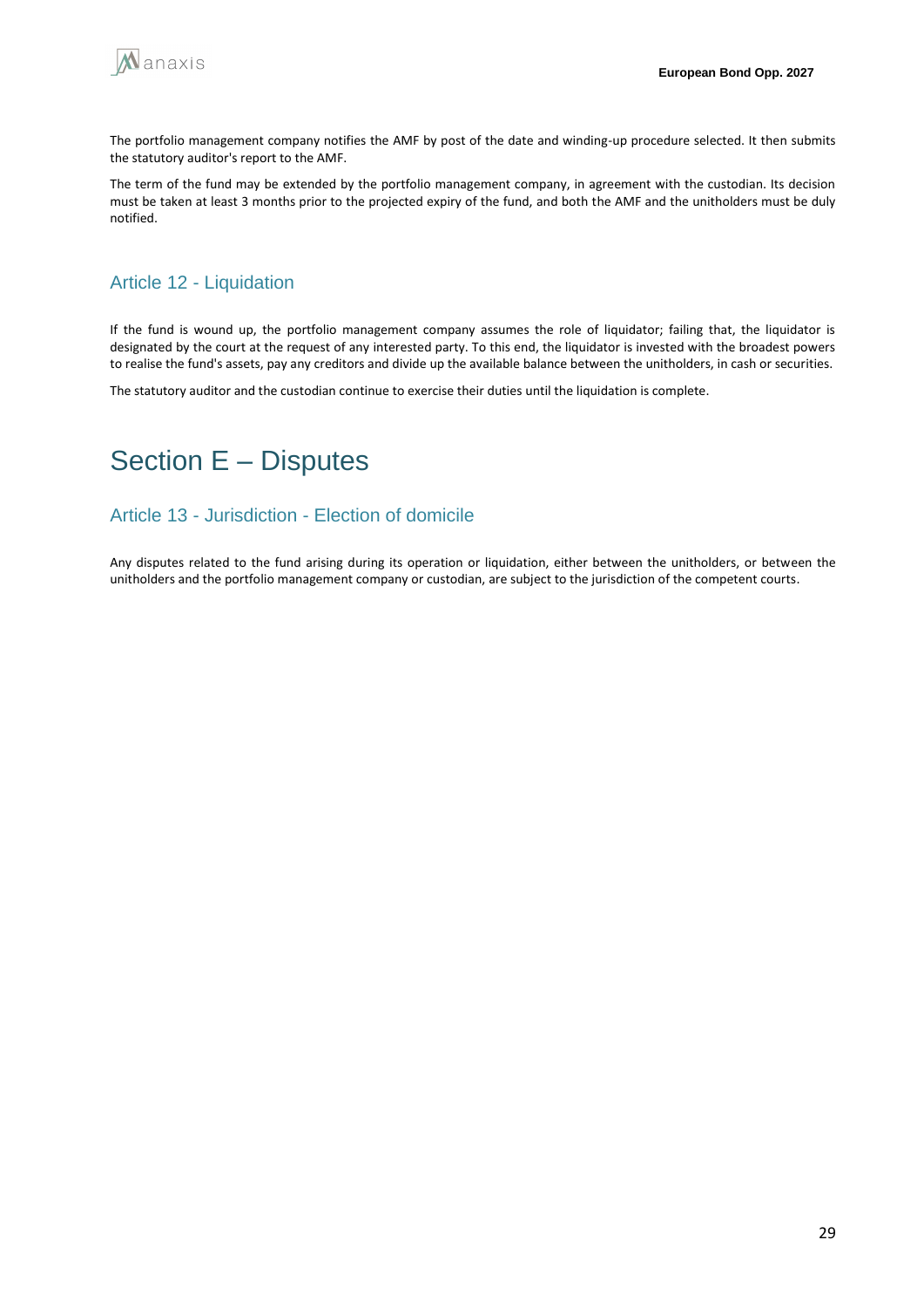The portfolio management company notifies the AMF by post of the date and winding-up procedure selected. It then submits the statutory auditor's report to the AMF.

The term of the fund may be extended by the portfolio management company, in agreement with the custodian. Its decision must be taken at least 3 months prior to the projected expiry of the fund, and both the AMF and the unitholders must be duly notified.

### Article 12 - Liquidation

If the fund is wound up, the portfolio management company assumes the role of liquidator; failing that, the liquidator is designated by the court at the request of any interested party. To this end, the liquidator is invested with the broadest powers to realise the fund's assets, pay any creditors and divide up the available balance between the unitholders, in cash or securities.

The statutory auditor and the custodian continue to exercise their duties until the liquidation is complete.

## Section E – Disputes

### Article 13 - Jurisdiction - Election of domicile

Any disputes related to the fund arising during its operation or liquidation, either between the unitholders, or between the unitholders and the portfolio management company or custodian, are subject to the jurisdiction of the competent courts.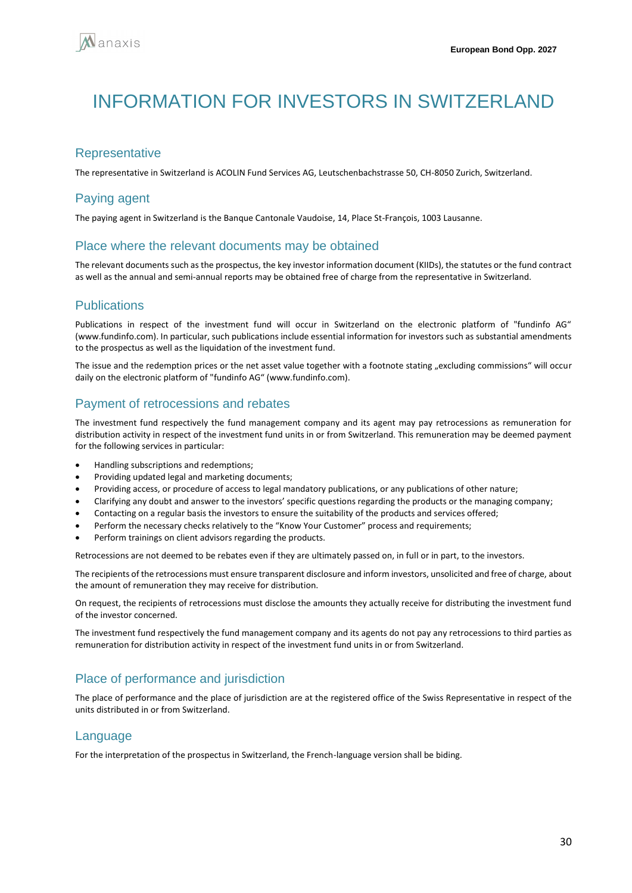# INFORMATION FOR INVESTORS IN SWITZERLAND

## Representative

The representative in Switzerland is ACOLIN Fund Services AG, Leutschenbachstrasse 50, CH-8050 Zurich, Switzerland.

## Paying agent

The paying agent in Switzerland is the Banque Cantonale Vaudoise, 14, Place St-François, 1003 Lausanne.

## Place where the relevant documents may be obtained

The relevant documents such as the prospectus, the key investor information document (KIIDs), the statutes or the fund contract as well as the annual and semi-annual reports may be obtained free of charge from the representative in Switzerland.

## Publications

Publications in respect of the investment fund will occur in Switzerland on the electronic platform of "fundinfo AG" (www.fundinfo.com). In particular, such publications include essential information for investors such as substantial amendments to the prospectus as well as the liquidation of the investment fund.

The issue and the redemption prices or the net asset value together with a footnote stating „excluding commissions" will occur daily on the electronic platform of "fundinfo AG" (www.fundinfo.com).

## Payment of retrocessions and rebates

The investment fund respectively the fund management company and its agent may pay retrocessions as remuneration for distribution activity in respect of the investment fund units in or from Switzerland. This remuneration may be deemed payment for the following services in particular:

- Handling subscriptions and redemptions;
- Providing updated legal and marketing documents;
- Providing access, or procedure of access to legal mandatory publications, or any publications of other nature;
- Clarifying any doubt and answer to the investors' specific questions regarding the products or the managing company;
- Contacting on a regular basis the investors to ensure the suitability of the products and services offered;
- Perform the necessary checks relatively to the "Know Your Customer" process and requirements;
- Perform trainings on client advisors regarding the products.

Retrocessions are not deemed to be rebates even if they are ultimately passed on, in full or in part, to the investors.

The recipients of the retrocessions must ensure transparent disclosure and inform investors, unsolicited and free of charge, about the amount of remuneration they may receive for distribution.

On request, the recipients of retrocessions must disclose the amounts they actually receive for distributing the investment fund of the investor concerned.

The investment fund respectively the fund management company and its agents do not pay any retrocessions to third parties as remuneration for distribution activity in respect of the investment fund units in or from Switzerland.

## Place of performance and jurisdiction

The place of performance and the place of jurisdiction are at the registered office of the Swiss Representative in respect of the units distributed in or from Switzerland.

## Language

For the interpretation of the prospectus in Switzerland, the French-language version shall be biding.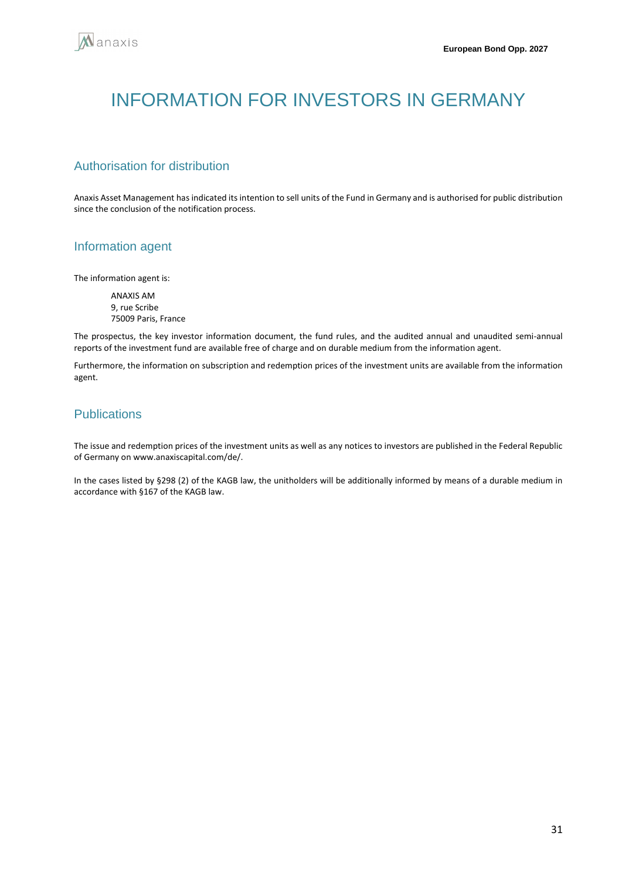# INFORMATION FOR INVESTORS IN GERMANY

## Authorisation for distribution

Anaxis Asset Management has indicated its intention to sell units of the Fund in Germany and is authorised for public distribution since the conclusion of the notification process.

## Information agent

The information agent is:

ANAXIS AM
9, rue Scribe
75009 Paris, France

The prospectus, the key investor information document, the fund rules, and the audited annual and unaudited semi-annual reports of the investment fund are available free of charge and on durable medium from the information agent.

Furthermore, the information on subscription and redemption prices of the investment units are available from the information agent.

## Publications

The issue and redemption prices of the investment units as well as any notices to investors are published in the Federal Republic of Germany on www.anaxiscapital.com/de/.

In the cases listed by §298 (2) of the KAGB law, the unitholders will be additionally informed by means of a durable medium in accordance with §167 of the KAGB law.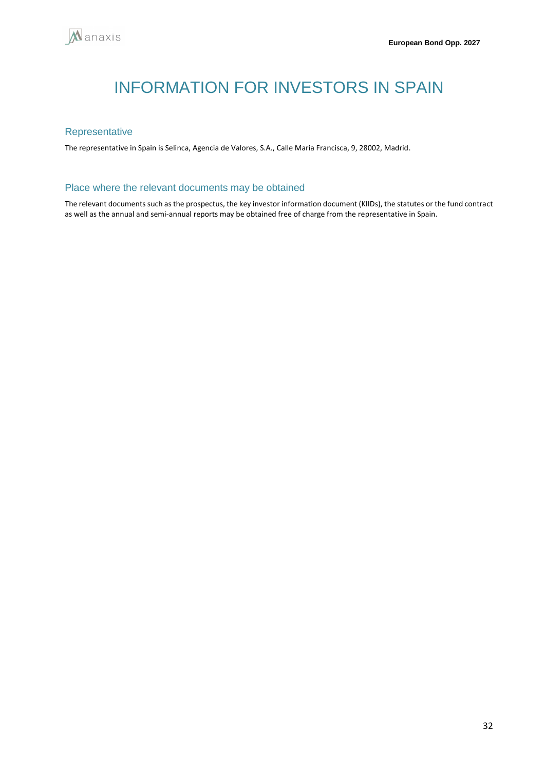# INFORMATION FOR INVESTORS IN SPAIN

## Representative

The representative in Spain is Selinca, Agencia de Valores, S.A., Calle Maria Francisca, 9, 28002, Madrid.

## Place where the relevant documents may be obtained

The relevant documents such as the prospectus, the key investor information document (KIIDs), the statutes or the fund contract as well as the annual and semi-annual reports may be obtained free of charge from the representative in Spain.